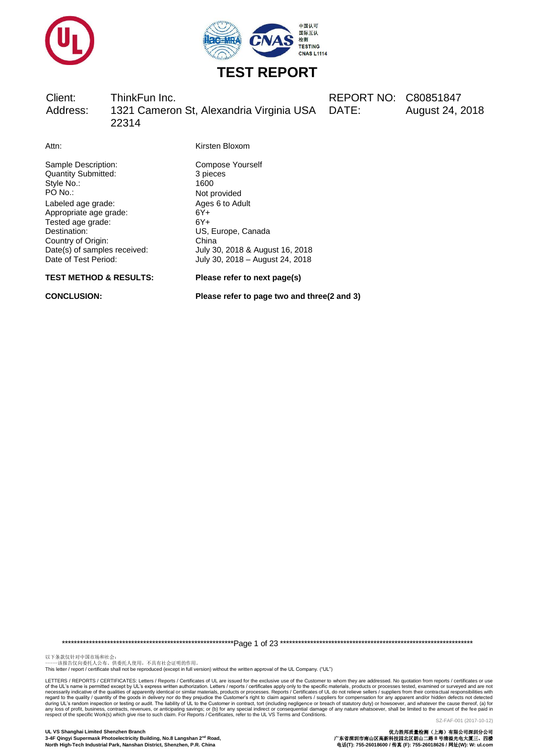中国认可
国际互认
检测
TESTING
CNAS L1114

# TEST REPORT

| Client: | ThinkFun Inc. | REPORT NO: | C80851847 |
|---|---|---|---|
| Address: | 1321 Cameron St, Alexandria Virginia USA 22314 | DATE: | August 24, 2018 |

Attn: Kirsten Bloxom

| | |
|---|---|
| Sample Description: | Compose Yourself |
| Quantity Submitted: | 3 pieces |
| Style No.: | 1600 |
| PO No.: | Not provided |
| Labeled age grade: | Ages 6 to Adult |
| Appropriate age grade: | 6Y+ |
| Tested age grade: | 6Y+ |
| Destination: | US, Europe, Canada |
| Country of Origin: | China |
| Date(s) of samples received: | July 30, 2018 & August 16, 2018 |
| Date of Test Period: | July 30, 2018 – August 24, 2018 |

**TEST METHOD & RESULTS:** **Please refer to next page(s)**

**CONCLUSION:** **Please refer to page two and three(2 and 3)**

以下条款仅针对中国市场和社会：
——该报告仅向委托人公布、供委托人使用，不具有社会证明的作用。
This letter / report / certificate shall not be reproduced (except in full version) without the written approval of the UL Company. ("UL")

LETTERS / REPORTS / CERTIFICATES: Letters / Reports / Certificates of UL are issued for the exclusive use of the Customer to whom they are addressed. No quotation from reports / certificates or use of the UL's name is permitted except by UL's express written authorization. Letters / reports / certificates apply only to the specific materials, products or processes tested, examined or surveyed and are not necessarily indicative of the qualities of apparently identical or similar materials, products or processes. Reports / Certificates of UL do not relieve sellers / suppliers from their contractual responsibilities with regard to the quality / quantity of the goods in delivery nor do they prejudice the Customer's right to claim against sellers / suppliers for compensation for any apparent and/or hidden defects not detected during UL's random inspection or testing or audit. The liability of UL to the Customer in contract, tort (including negligence or breach of statutory duty) or howsoever, and whatever the cause thereof, (a) for any loss of profit, business, contracts, revenues, or anticipating savings; or (b) for any special indirect or consequential damage of any nature whatsoever, shall be limited to the amount of the fee paid in respect of the specific Work(s) which give rise to such claim. For Reports / Certificates, refer to the UL VS Terms and Conditions.

SZ-FAF-001 (2017-10-12)

**UL VS Shanghai Limited Shenzhen Branch**
**3-4F Qingyi Supermask Photoelectricity Building, No.8 Langshan 2nd Road,**
**North High-Tech Industrial Park, Nanshan District, Shenzhen, P.R. China**

**优力胜邦质量检测（上海）有限公司深圳分公司**
**广东省深圳市南山区高新科技园北区朗山二路 8 号清溢光电大厦三、四楼**
**电话(T): 755-26018600 / 传真 (F): 755-26018626 / 网址(W): W: ul.com**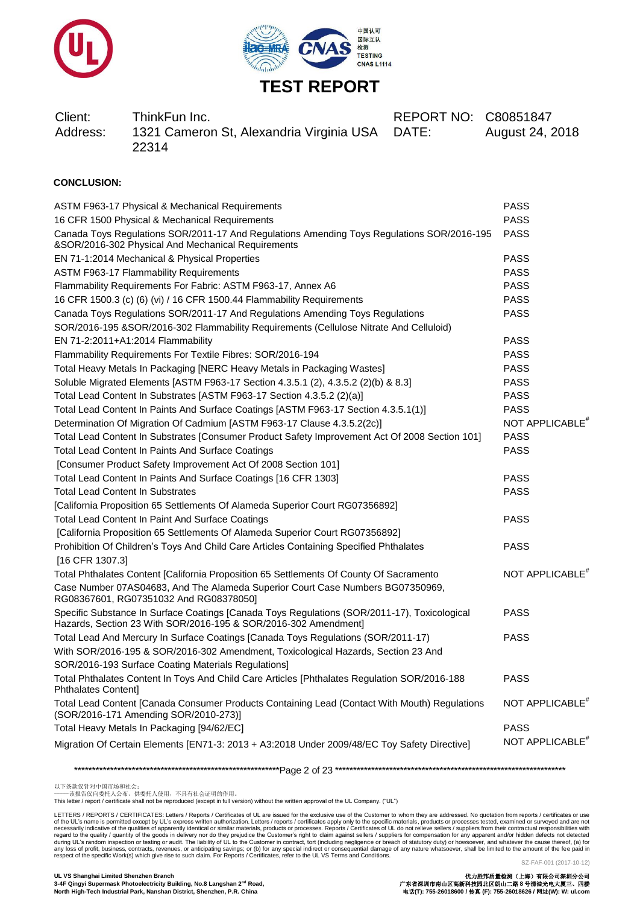# TEST REPORT

| | | | |
|---|---|---|---|
| Client: | ThinkFun Inc. | REPORT NO: | C80851847 |
| Address: | 1321 Cameron St, Alexandria Virginia USA 22314 | DATE: | August 24, 2018 |

**CONCLUSION:**

| Test | Result |
|---|---|
| ASTM F963-17 Physical & Mechanical Requirements | PASS |
| 16 CFR 1500 Physical & Mechanical Requirements | PASS |
| Canada Toys Regulations SOR/2011-17 And Regulations Amending Toys Regulations SOR/2016-195 &SOR/2016-302 Physical And Mechanical Requirements | PASS |
| EN 71-1:2014 Mechanical & Physical Properties | PASS |
| ASTM F963-17 Flammability Requirements | PASS |
| Flammability Requirements For Fabric: ASTM F963-17, Annex A6 | PASS |
| 16 CFR 1500.3 (c) (6) (vi) / 16 CFR 1500.44 Flammability Requirements | PASS |
| Canada Toys Regulations SOR/2011-17 And Regulations Amending Toys Regulations SOR/2016-195 &SOR/2016-302 Flammability Requirements (Cellulose Nitrate And Celluloid) | PASS |
| EN 71-2:2011+A1:2014 Flammability | PASS |
| Flammability Requirements For Textile Fibres: SOR/2016-194 | PASS |
| Total Heavy Metals In Packaging [NERC Heavy Metals in Packaging Wastes] | PASS |
| Soluble Migrated Elements [ASTM F963-17 Section 4.3.5.1 (2), 4.3.5.2 (2)(b) & 8.3] | PASS |
| Total Lead Content In Substrates [ASTM F963-17 Section 4.3.5.2 (2)(a)] | PASS |
| Total Lead Content In Paints And Surface Coatings [ASTM F963-17 Section 4.3.5.1(1)] | PASS |
| Determination Of Migration Of Cadmium [ASTM F963-17 Clause 4.3.5.2(2c)] | NOT APPLICABLE# |
| Total Lead Content In Substrates [Consumer Product Safety Improvement Act Of 2008 Section 101] | PASS |
| Total Lead Content In Paints And Surface Coatings [Consumer Product Safety Improvement Act Of 2008 Section 101] | PASS |
| Total Lead Content In Paints And Surface Coatings [16 CFR 1303] | PASS |
| Total Lead Content In Substrates [California Proposition 65 Settlements Of Alameda Superior Court RG07356892] | PASS |
| Total Lead Content In Paint And Surface Coatings [California Proposition 65 Settlements Of Alameda Superior Court RG07356892] | PASS |
| Prohibition Of Children's Toys And Child Care Articles Containing Specified Phthalates [16 CFR 1307.3] | PASS |
| Total Phthalates Content [California Proposition 65 Settlements Of County Of Sacramento Case Number 07AS04683, And The Alameda Superior Court Case Numbers BG07350969, RG08367601, RG07351032 And RG08378050] | NOT APPLICABLE# |
| Specific Substance In Surface Coatings [Canada Toys Regulations (SOR/2011-17), Toxicological Hazards, Section 23 With SOR/2016-195 & SOR/2016-302 Amendment] | PASS |
| Total Lead And Mercury In Surface Coatings [Canada Toys Regulations (SOR/2011-17) With SOR/2016-195 & SOR/2016-302 Amendment, Toxicological Hazards, Section 23 And SOR/2016-193 Surface Coating Materials Regulations] | PASS |
| Total Phthalates Content In Toys And Child Care Articles [Phthalates Regulation SOR/2016-188 Phthalates Content] | PASS |
| Total Lead Content [Canada Consumer Products Containing Lead (Contact With Mouth) Regulations (SOR/2016-171 Amending SOR/2010-273)] | NOT APPLICABLE# |
| Total Heavy Metals In Packaging [94/62/EC] | PASS |
| Migration Of Certain Elements [EN71-3: 2013 + A3:2018 Under 2009/48/EC Toy Safety Directive] | NOT APPLICABLE# |

以下条款仅针对中国市场和社会：
——该报告仅向委托人公布、供委托人使用，不具有社会证明的作用。
This letter / report / certificate shall not be reproduced (except in full version) without the written approval of the UL Company. ("UL")

LETTERS / REPORTS / CERTIFICATES: Letters / Reports / Certificates of UL are issued for the exclusive use of the Customer to whom they are addressed. No quotation from reports / certificates or use of the UL's name is permitted except by UL's express written authorization. Letters / reports / certificates apply only to the specific materials, products or processes tested, examined or surveyed and are not necessarily indicative of the qualities of apparently identical or similar materials, products or processes. Reports / Certificates of UL do not relieve sellers / suppliers from their contractual responsibilities with regard to the quality / quantity of the goods in delivery nor do they prejudice the Customer's right to claim against sellers / suppliers for compensation for any apparent and/or hidden defects not detected during UL's random inspection or testing or audit. The liability of UL to the Customer in contract, tort (including negligence or breach of statutory duty) or howsoever, and whatever the cause thereof, (a) for any loss of profit, business, contracts, revenues, or anticipating savings; or (b) for any special indirect or consequential damage of any nature whatsoever, shall be limited to the amount of the fee paid in respect of the specific Work(s) which give rise to such claim. For Reports / Certificates, refer to the UL VS Terms and Conditions.

SZ-FAF-001 (2017-10-12)

**UL VS Shanghai Limited Shenzhen Branch**
**3-4F Qingyi Supermask Photoelectricity Building, No.8 Langshan 2nd Road, North High-Tech Industrial Park, Nanshan District, Shenzhen, P.R. China**

**优力胜邦质量检测（上海）有限公司深圳分公司**
**广东省深圳市南山区高新科技园北区朗山二路 8 号清溢光电大厦三、四楼**
**电话(T): 755-26018600 / 传真 (F): 755-26018626 / 网址(W): W: ul.com**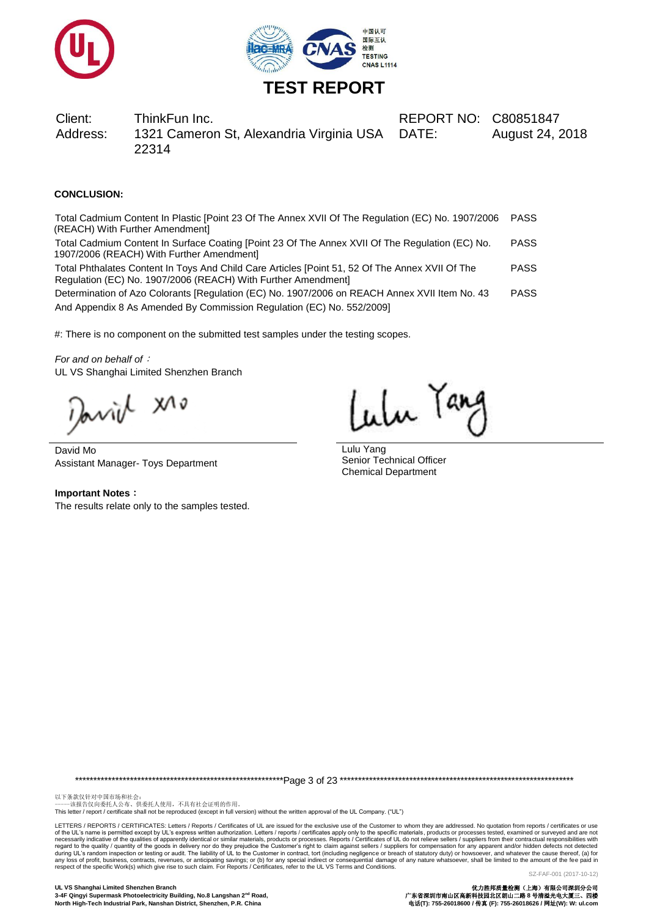# TEST REPORT

| Client: | ThinkFun Inc. | REPORT NO: | C80851847 |
|---|---|---|---|
| Address: | 1321 Cameron St, Alexandria Virginia USA 22314 | DATE: | August 24, 2018 |

**CONCLUSION:**

| Test | Result |
|---|---|
| Total Cadmium Content In Plastic [Point 23 Of The Annex XVII Of The Regulation (EC) No. 1907/2006 (REACH) With Further Amendment] | PASS |
| Total Cadmium Content In Surface Coating [Point 23 Of The Annex XVII Of The Regulation (EC) No. 1907/2006 (REACH) With Further Amendment] | PASS |
| Total Phthalates Content In Toys And Child Care Articles [Point 51, 52 Of The Annex XVII Of The Regulation (EC) No. 1907/2006 (REACH) With Further Amendment] | PASS |
| Determination of Azo Colorants [Regulation (EC) No. 1907/2006 on REACH Annex XVII Item No. 43 And Appendix 8 As Amended By Commission Regulation (EC) No. 552/2009] | PASS |

#: There is no component on the submitted test samples under the testing scopes.

*For and on behalf of*：
UL VS Shanghai Limited Shenzhen Branch

David Mo
Assistant Manager- Toys Department

Lulu Yang
Senior Technical Officer
Chemical Department

**Important Notes：**
The results relate only to the samples tested.

以下条款仅针对中国市场和社会：
——该报告仅向委托人公布、供委托人使用，不具有社会证明的作用。
This letter / report / certificate shall not be reproduced (except in full version) without the written approval of the UL Company. ("UL")

LETTERS / REPORTS / CERTIFICATES: Letters / Reports / Certificates of UL are issued for the exclusive use of the Customer to whom they are addressed. No quotation from reports / certificates or use of the UL's name is permitted except by UL's express written authorization. Letters / reports / certificates apply only to the specific materials, products or processes tested, examined or surveyed and are not necessarily indicative of the qualities of apparently identical or similar materials, products or processes. Reports / Certificates of UL do not relieve sellers / suppliers from their contractual responsibilities with regard to the quality / quantity of the goods in delivery nor do they prejudice the Customer's right to claim against sellers / suppliers for compensation for any apparent and/or hidden defects not detected during UL's random inspection or testing or audit. The liability of UL to the Customer in contract, tort (including negligence or breach of statutory duty) or howsoever, and whatever the cause thereof, (a) for any loss of profit, business, contracts, revenues, or anticipating savings; or (b) for any special indirect or consequential damage of any nature whatsoever, shall be limited to the amount of the fee paid in respect of the specific Work(s) which give rise to such claim. For Reports / Certificates, refer to the UL VS Terms and Conditions.

SZ-FAF-001 (2017-10-12)

**UL VS Shanghai Limited Shenzhen Branch**
**3-4F Qingyi Supermask Photoelectricity Building, No.8 Langshan 2nd Road, North High-Tech Industrial Park, Nanshan District, Shenzhen, P.R. China**

**优力胜邦质量检测（上海）有限公司深圳分公司**
**广东省深圳市南山区高新科技园北区朗山二路 8 号清溢光电大厦三、四楼**
**电话(T): 755-26018600 / 传真 (F): 755-26018626 / 网址(W): W: ul.com**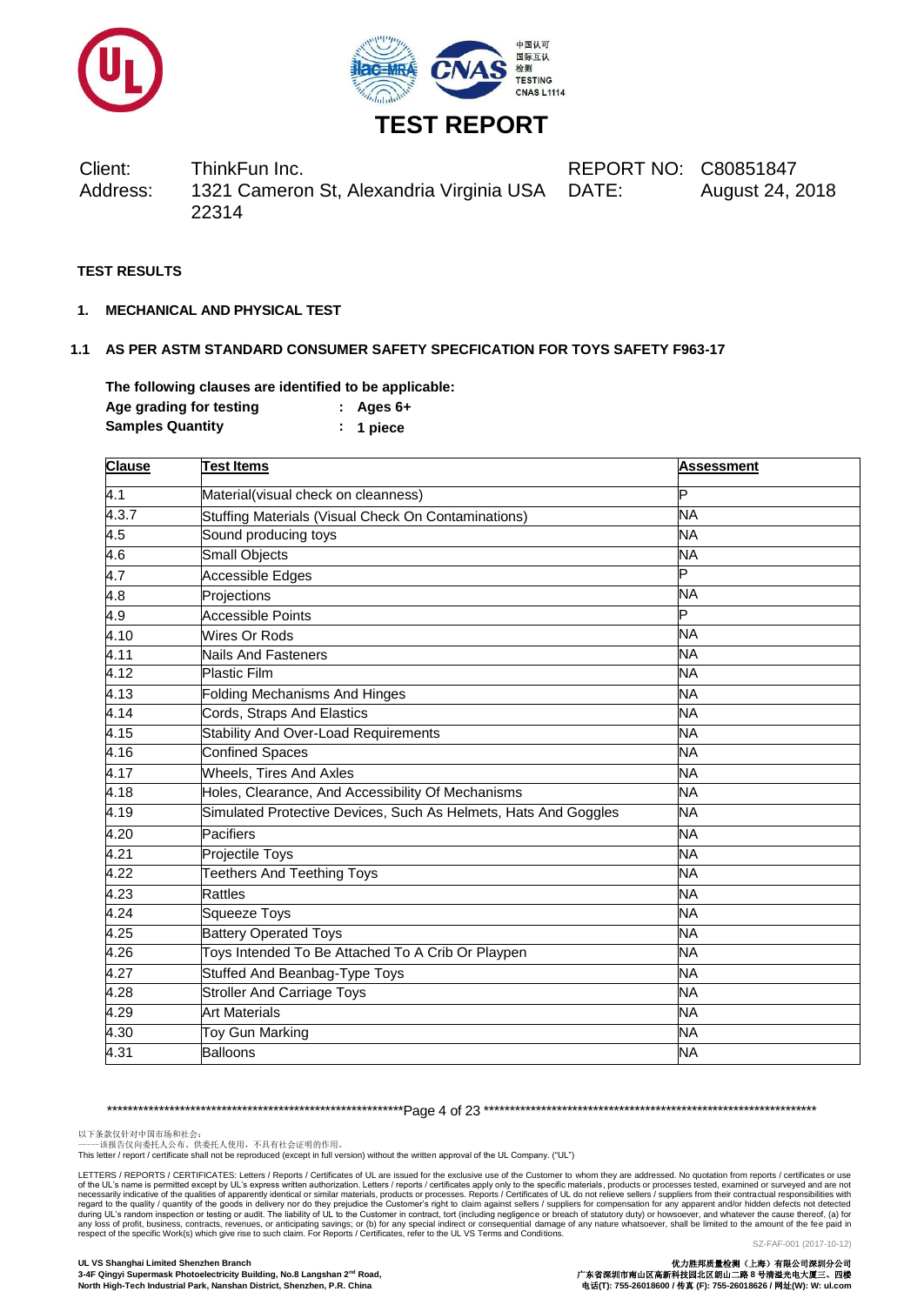# TEST REPORT

Client: ThinkFun Inc.

Address: 1321 Cameron St, Alexandria Virginia USA 22314

REPORT NO: C80851847

DATE: August 24, 2018

**TEST RESULTS**

**1. MECHANICAL AND PHYSICAL TEST**

**1.1 AS PER ASTM STANDARD CONSUMER SAFETY SPECFICATION FOR TOYS SAFETY F963-17**

**The following clauses are identified to be applicable:**

**Age grading for testing : Ages 6+**

**Samples Quantity : 1 piece**

| Clause | Test Items | Assessment |
|---|---|---|
| 4.1 | Material(visual check on cleanness) | P |
| 4.3.7 | Stuffing Materials (Visual Check On Contaminations) | NA |
| 4.5 | Sound producing toys | NA |
| 4.6 | Small Objects | NA |
| 4.7 | Accessible Edges | P |
| 4.8 | Projections | NA |
| 4.9 | Accessible Points | P |
| 4.10 | Wires Or Rods | NA |
| 4.11 | Nails And Fasteners | NA |
| 4.12 | Plastic Film | NA |
| 4.13 | Folding Mechanisms And Hinges | NA |
| 4.14 | Cords, Straps And Elastics | NA |
| 4.15 | Stability And Over-Load Requirements | NA |
| 4.16 | Confined Spaces | NA |
| 4.17 | Wheels, Tires And Axles | NA |
| 4.18 | Holes, Clearance, And Accessibility Of Mechanisms | NA |
| 4.19 | Simulated Protective Devices, Such As Helmets, Hats And Goggles | NA |
| 4.20 | Pacifiers | NA |
| 4.21 | Projectile Toys | NA |
| 4.22 | Teethers And Teething Toys | NA |
| 4.23 | Rattles | NA |
| 4.24 | Squeeze Toys | NA |
| 4.25 | Battery Operated Toys | NA |
| 4.26 | Toys Intended To Be Attached To A Crib Or Playpen | NA |
| 4.27 | Stuffed And Beanbag-Type Toys | NA |
| 4.28 | Stroller And Carriage Toys | NA |
| 4.29 | Art Materials | NA |
| 4.30 | Toy Gun Marking | NA |
| 4.31 | Balloons | NA |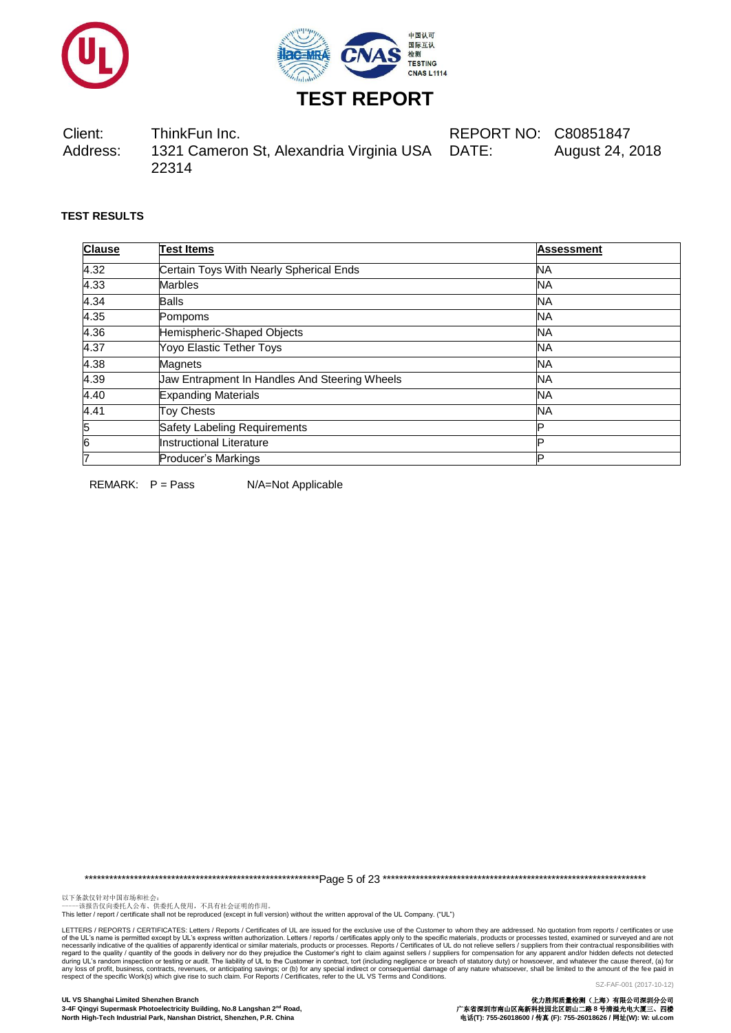# TEST REPORT

Client: ThinkFun Inc.
Address: 1321 Cameron St, Alexandria Virginia USA 22314

REPORT NO: C80851847
DATE: August 24, 2018

**TEST RESULTS**

| Clause | Test Items | Assessment |
|---|---|---|
| 4.32 | Certain Toys With Nearly Spherical Ends | NA |
| 4.33 | Marbles | NA |
| 4.34 | Balls | NA |
| 4.35 | Pompoms | NA |
| 4.36 | Hemispheric-Shaped Objects | NA |
| 4.37 | Yoyo Elastic Tether Toys | NA |
| 4.38 | Magnets | NA |
| 4.39 | Jaw Entrapment In Handles And Steering Wheels | NA |
| 4.40 | Expanding Materials | NA |
| 4.41 | Toy Chests | NA |
| 5 | Safety Labeling Requirements | P |
| 6 | Instructional Literature | P |
| 7 | Producer's Markings | P |

REMARK: P = Pass N/A=Not Applicable

以下条款仅针对中国市场和社会：
——该报告仅向委托人公布、供委托人使用，不具有社会证明的作用。
This letter / report / certificate shall not be reproduced (except in full version) without the written approval of the UL Company. ("UL")

LETTERS / REPORTS / CERTIFICATES: Letters / Reports / Certificates of UL are issued for the exclusive use of the Customer to whom they are addressed. No quotation from reports / certificates or use of the UL's name is permitted except by UL's express written authorization. Letters / reports / certificates apply only to the specific materials, products or processes tested, examined or surveyed and are not necessarily indicative of the qualities of apparently identical or similar materials, products or processes. Reports / Certificates of UL do not relieve sellers / suppliers from their contractual responsibilities with regard to the quality / quantity of the goods in delivery nor do they prejudice the Customer's right to claim against sellers / suppliers for compensation for any apparent and/or hidden defects not detected during UL's random inspection or testing or audit. The liability of UL to the Customer in contract, tort (including negligence or breach of statutory duty) or howsoever, and whatever the cause thereof, (a) for any loss of profit, business, contracts, revenues, or anticipating savings; or (b) for any special indirect or consequential damage of any nature whatsoever, shall be limited to the amount of the fee paid in respect of the specific Work(s) which give rise to such claim. For Reports / Certificates, refer to the UL VS Terms and Conditions.

SZ-FAF-001 (2017-10-12)

**UL VS Shanghai Limited Shenzhen Branch**
**3-4F Qingyi Supermask Photoelectricity Building, No.8 Langshan 2nd Road,**
**North High-Tech Industrial Park, Nanshan District, Shenzhen, P.R. China**

**优力胜邦质量检测（上海）有限公司深圳分公司**
**广东省深圳市南山区高新科技园北区朗山二路 8 号清溢光电大厦三、四楼**
**电话(T): 755-26018600 / 传真 (F): 755-26018626 / 网址(W): W: ul.com**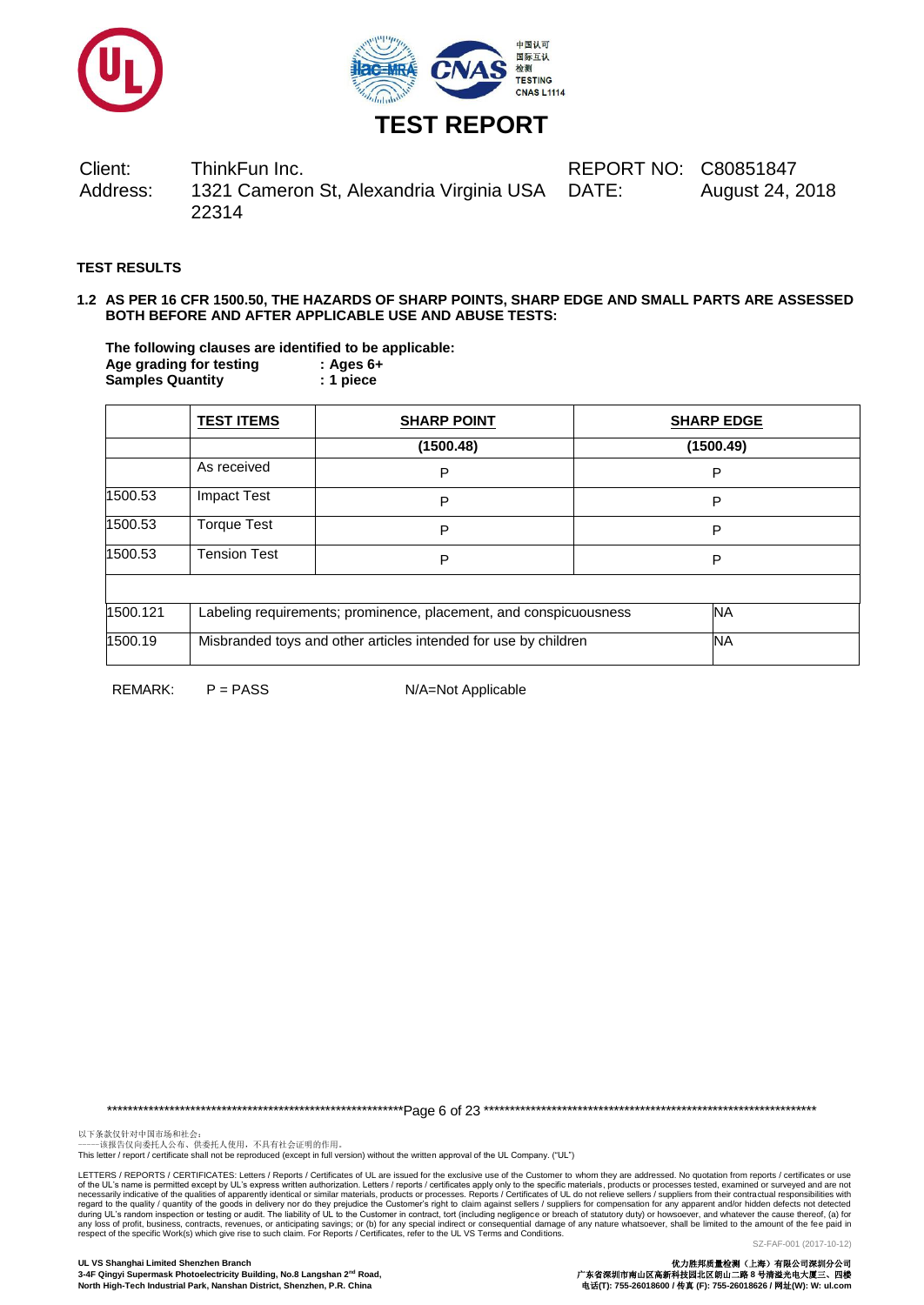# TEST REPORT

| Client: | ThinkFun Inc. | REPORT NO: | C80851847 |
|---|---|---|---|
| Address: | 1321 Cameron St, Alexandria Virginia USA 22314 | DATE: | August 24, 2018 |

**TEST RESULTS**

**1.2 AS PER 16 CFR 1500.50, THE HAZARDS OF SHARP POINTS, SHARP EDGE AND SMALL PARTS ARE ASSESSED BOTH BEFORE AND AFTER APPLICABLE USE AND ABUSE TESTS:**

**The following clauses are identified to be applicable:**
**Age grading for testing : Ages 6+**
**Samples Quantity : 1 piece**

| | **TEST ITEMS** | **SHARP POINT** | **SHARP EDGE** |
|---|---|---|---|
| | | **(1500.48)** | **(1500.49)** |
| | As received | P | P |
| 1500.53 | Impact Test | P | P |
| 1500.53 | Torque Test | P | P |
| 1500.53 | Tension Test | P | P |
| | | | |
| 1500.121 | Labeling requirements; prominence, placement, and conspicuousness | | NA |
| 1500.19 | Misbranded toys and other articles intended for use by children | | NA |

REMARK: P = PASS N/A=Not Applicable

以下条款仅针对中国市场和社会：
——该报告仅向委托人公布、供委托人使用，不具有社会证明的作用。
This letter / report / certificate shall not be reproduced (except in full version) without the written approval of the UL Company. ("UL")

LETTERS / REPORTS / CERTIFICATES: Letters / Reports / Certificates of UL are issued for the exclusive use of the Customer to whom they are addressed. No quotation from reports / certificates or use of the UL's name is permitted except by UL's express written authorization. Letters / reports / certificates apply only to the specific materials, products or processes tested, examined or surveyed and are not necessarily indicative of the qualities of apparently identical or similar materials, products or processes. Reports / Certificates of UL do not relieve sellers / suppliers from their contractual responsibilities with regard to the quality / quantity of the goods in delivery nor do they prejudice the Customer's right to claim against sellers / suppliers for compensation for any apparent and/or hidden defects not detected during UL's random inspection or testing or audit. The liability of UL to the Customer in contract, tort (including negligence or breach of statutory duty) or howsoever, and whatever the cause thereof, (a) for any loss of profit, business, contracts, revenues, or anticipating savings; or (b) for any special indirect or consequential damage of any nature whatsoever, shall be limited to the amount of the fee paid in respect of the specific Work(s) which give rise to such claim. For Reports / Certificates, refer to the UL VS Terms and Conditions.

SZ-FAF-001 (2017-10-12)

**UL VS Shanghai Limited Shenzhen Branch**
**3-4F Qingyi Supermask Photoelectricity Building, No.8 Langshan 2nd Road, North High-Tech Industrial Park, Nanshan District, Shenzhen, P.R. China**

**优力胜邦质量检测（上海）有限公司深圳分公司**
**广东省深圳市南山区高新科技园北区朗山二路 8 号清溢光电大厦三、四楼**
**电话(T): 755-26018600 / 传真 (F): 755-26018626 / 网址(W): W: ul.com**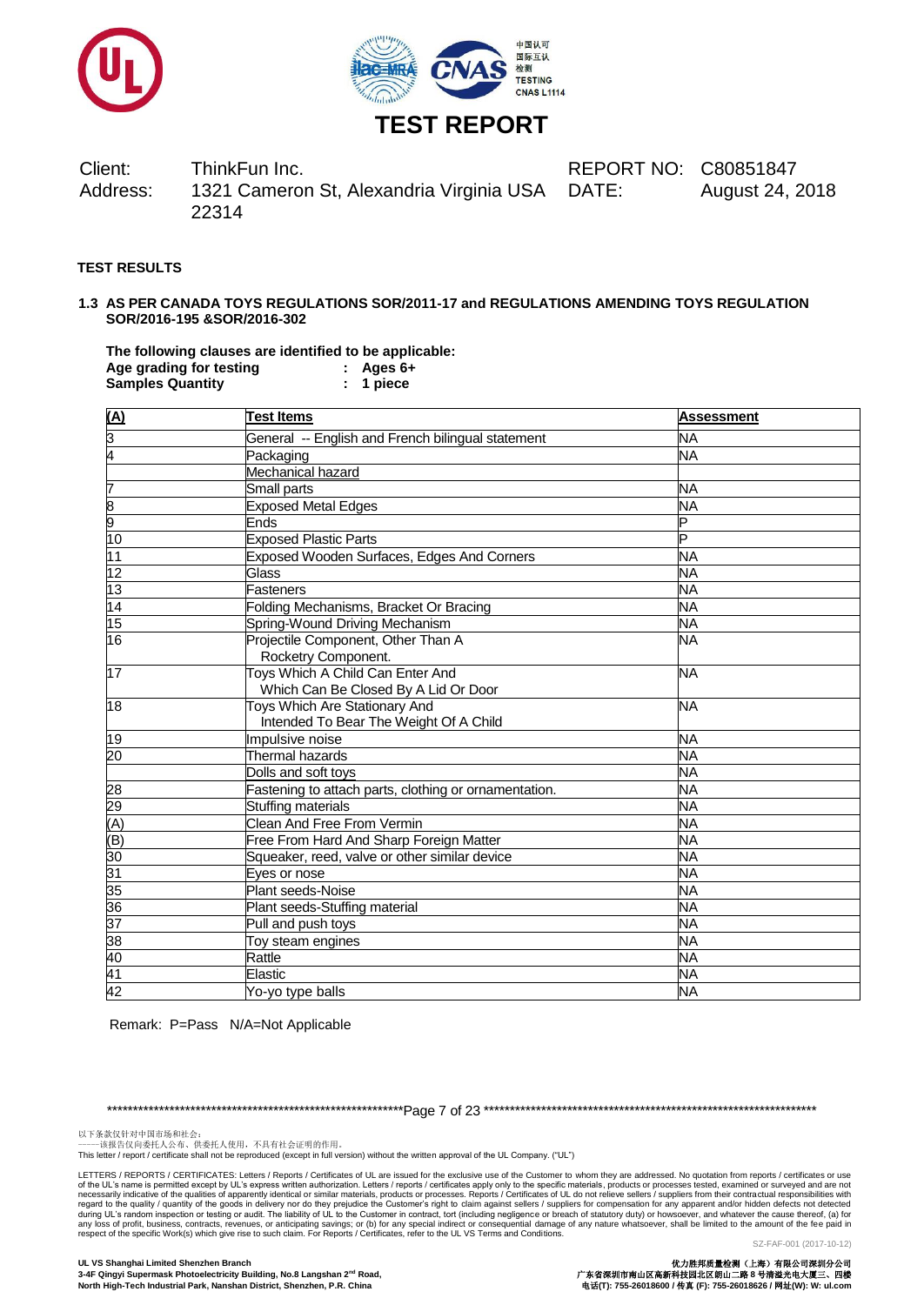# TEST REPORT

| | | | |
|---|---|---|---|
| Client: | ThinkFun Inc. | REPORT NO: | C80851847 |
| Address: | 1321 Cameron St, Alexandria Virginia USA 22314 | DATE: | August 24, 2018 |

**TEST RESULTS**

**1.3 AS PER CANADA TOYS REGULATIONS SOR/2011-17 and REGULATIONS AMENDING TOYS REGULATION SOR/2016-195 &SOR/2016-302**

**The following clauses are identified to be applicable:**
**Age grading for testing : Ages 6+**
**Samples Quantity : 1 piece**

| (A) | Test Items | Assessment |
|---|---|---|
| 3 | General -- English and French bilingual statement | NA |
| 4 | Packaging | NA |
| | Mechanical hazard | |
| 7 | Small parts | NA |
| 8 | Exposed Metal Edges | NA |
| 9 | Ends | P |
| 10 | Exposed Plastic Parts | P |
| 11 | Exposed Wooden Surfaces, Edges And Corners | NA |
| 12 | Glass | NA |
| 13 | Fasteners | NA |
| 14 | Folding Mechanisms, Bracket Or Bracing | NA |
| 15 | Spring-Wound Driving Mechanism | NA |
| 16 | Projectile Component, Other Than A Rocketry Component. | NA |
| 17 | Toys Which A Child Can Enter And Which Can Be Closed By A Lid Or Door | NA |
| 18 | Toys Which Are Stationary And Intended To Bear The Weight Of A Child | NA |
| 19 | Impulsive noise | NA |
| 20 | Thermal hazards | NA |
| | Dolls and soft toys | NA |
| 28 | Fastening to attach parts, clothing or ornamentation. | NA |
| 29 | Stuffing materials | NA |
| (A) | Clean And Free From Vermin | NA |
| (B) | Free From Hard And Sharp Foreign Matter | NA |
| 30 | Squeaker, reed, valve or other similar device | NA |
| 31 | Eyes or nose | NA |
| 35 | Plant seeds-Noise | NA |
| 36 | Plant seeds-Stuffing material | NA |
| 37 | Pull and push toys | NA |
| 38 | Toy steam engines | NA |
| 40 | Rattle | NA |
| 41 | Elastic | NA |
| 42 | Yo-yo type balls | NA |

Remark: P=Pass N/A=Not Applicable

以下条款仅针对中国市场和社会：
——该报告仅向委托人公布、供委托人使用，不具有社会证明的作用。
This letter / report / certificate shall not be reproduced (except in full version) without the written approval of the UL Company. ("UL")

LETTERS / REPORTS / CERTIFICATES: Letters / Reports / Certificates of UL are issued for the exclusive use of the Customer to whom they are addressed. No quotation from reports / certificates or use of the UL's name is permitted except by UL's express written authorization. Letters / reports / certificates apply only to the specific materials, products or processes tested, examined or surveyed and are not necessarily indicative of the qualities of apparently identical or similar materials, products or processes. Reports / Certificates of UL do not relieve sellers / suppliers from their contractual responsibilities with regard to the quality / quantity of the goods in delivery nor do they prejudice the Customer's right to claim against sellers / suppliers for compensation for any apparent and/or hidden defects not detected during UL's random inspection or testing or audit. The liability of UL to the Customer in contract, tort (including negligence or breach of statutory duty) or howsoever, and whatever the cause thereof, (a) for any loss of profit, business, contracts, revenues, or anticipating savings; or (b) for any special indirect or consequential damage of any nature whatsoever, shall be limited to the amount of the fee paid in respect of the specific Work(s) which give rise to such claim. For Reports / Certificates, refer to the UL VS Terms and Conditions.

SZ-FAF-001 (2017-10-12)

**UL VS Shanghai Limited Shenzhen Branch**
**3-4F Qingyi Supermask Photoelectricity Building, No.8 Langshan 2nd Road, North High-Tech Industrial Park, Nanshan District, Shenzhen, P.R. China**

**优力胜邦质量检测（上海）有限公司深圳分公司**
**广东省深圳市南山区高新科技园北区朗山二路 8 号清溢光电大厦三、四楼**
**电话(T): 755-26018600 / 传真 (F): 755-26018626 / 网址(W): W: ul.com**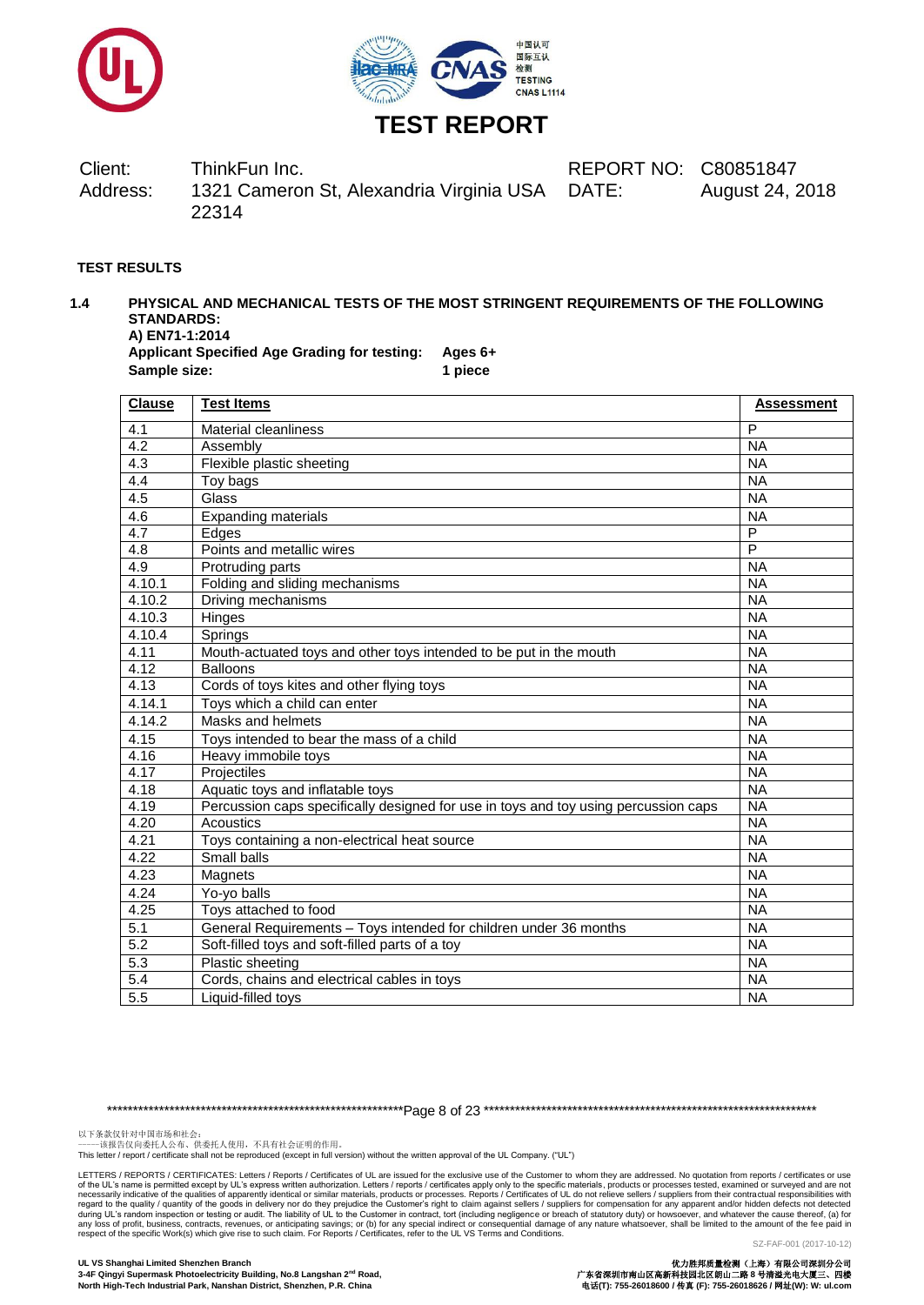# TEST REPORT

| Client: | ThinkFun Inc. | REPORT NO: | C80851847 |
|---|---|---|---|
| Address: | 1321 Cameron St, Alexandria Virginia USA 22314 | DATE: | August 24, 2018 |

**TEST RESULTS**

**1.4 PHYSICAL AND MECHANICAL TESTS OF THE MOST STRINGENT REQUIREMENTS OF THE FOLLOWING STANDARDS:**

**A) EN71-1:2014**

**Applicant Specified Age Grading for testing:** **Ages 6+**

**Sample size:** **1 piece**

| Clause | Test Items | Assessment |
|---|---|---|
| 4.1 | Material cleanliness | P |
| 4.2 | Assembly | NA |
| 4.3 | Flexible plastic sheeting | NA |
| 4.4 | Toy bags | NA |
| 4.5 | Glass | NA |
| 4.6 | Expanding materials | NA |
| 4.7 | Edges | P |
| 4.8 | Points and metallic wires | P |
| 4.9 | Protruding parts | NA |
| 4.10.1 | Folding and sliding mechanisms | NA |
| 4.10.2 | Driving mechanisms | NA |
| 4.10.3 | Hinges | NA |
| 4.10.4 | Springs | NA |
| 4.11 | Mouth-actuated toys and other toys intended to be put in the mouth | NA |
| 4.12 | Balloons | NA |
| 4.13 | Cords of toys kites and other flying toys | NA |
| 4.14.1 | Toys which a child can enter | NA |
| 4.14.2 | Masks and helmets | NA |
| 4.15 | Toys intended to bear the mass of a child | NA |
| 4.16 | Heavy immobile toys | NA |
| 4.17 | Projectiles | NA |
| 4.18 | Aquatic toys and inflatable toys | NA |
| 4.19 | Percussion caps specifically designed for use in toys and toy using percussion caps | NA |
| 4.20 | Acoustics | NA |
| 4.21 | Toys containing a non-electrical heat source | NA |
| 4.22 | Small balls | NA |
| 4.23 | Magnets | NA |
| 4.24 | Yo-yo balls | NA |
| 4.25 | Toys attached to food | NA |
| 5.1 | General Requirements – Toys intended for children under 36 months | NA |
| 5.2 | Soft-filled toys and soft-filled parts of a toy | NA |
| 5.3 | Plastic sheeting | NA |
| 5.4 | Cords, chains and electrical cables in toys | NA |
| 5.5 | Liquid-filled toys | NA |

以下条款仅针对中国市场和社会：
——该报告仅向委托人公布、供委托人使用，不具有社会证明的作用。
This letter / report / certificate shall not be reproduced (except in full version) without the written approval of the UL Company. ("UL")

LETTERS / REPORTS / CERTIFICATES: Letters / Reports / Certificates of UL are issued for the exclusive use of the Customer to whom they are addressed. No quotation from reports / certificates or use of the UL's name is permitted except by UL's express written authorization. Letters / reports / certificates apply only to the specific materials, products or processes tested, examined or surveyed and are not necessarily indicative of the qualities of apparently identical or similar materials, products or processes. Reports / Certificates of UL do not relieve sellers / suppliers from their contractual responsibilities with regard to the quality / quantity of the goods in delivery nor do they prejudice the Customer's right to claim against sellers / suppliers for compensation for any apparent and/or hidden defects not detected during UL's random inspection or testing or audit. The liability of UL to the Customer in contract, tort (including negligence or breach of statutory duty) or howsoever, and whatever the cause thereof, (a) for any loss of profit, business, contracts, revenues, or anticipating savings; or (b) for any special indirect or consequential damage of any nature whatsoever, shall be limited to the amount of the fee paid in respect of the specific Work(s) which give rise to such claim. For Reports / Certificates, refer to the UL VS Terms and Conditions.

SZ-FAF-001 (2017-10-12)

**UL VS Shanghai Limited Shenzhen Branch**
**3-4F Qingyi Supermask Photoelectricity Building, No.8 Langshan 2nd Road, North High-Tech Industrial Park, Nanshan District, Shenzhen, P.R. China**

**优力胜邦质量检测（上海）有限公司深圳分公司**
**广东省深圳市南山区高新科技园北区朗山二路 8 号清溢光电大厦三、四楼**
**电话(T): 755-26018600 / 传真 (F): 755-26018626 / 网址(W): W: ul.com**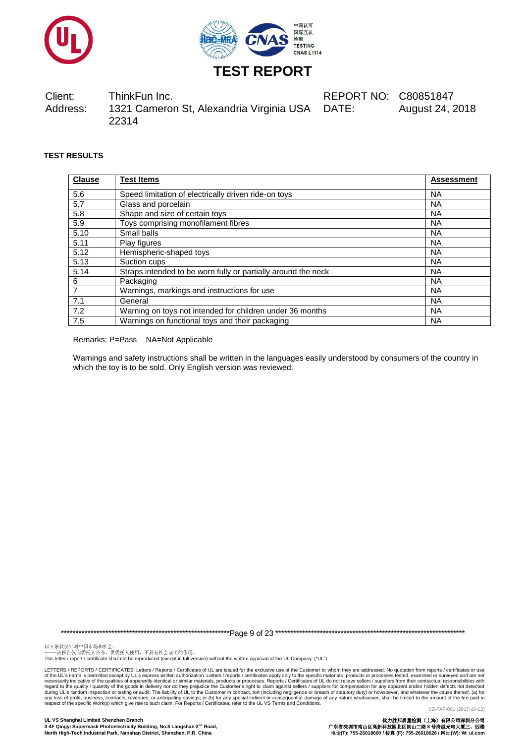# TEST REPORT

Client: ThinkFun Inc.

Address: 1321 Cameron St, Alexandria Virginia USA 22314

REPORT NO: C80851847

DATE: August 24, 2018

**TEST RESULTS**

| Clause | Test Items | Assessment |
|---|---|---|
| 5.6 | Speed limitation of electrically driven ride-on toys | NA |
| 5.7 | Glass and porcelain | NA |
| 5.8 | Shape and size of certain toys | NA |
| 5.9 | Toys comprising monofilament fibres | NA |
| 5.10 | Small balls | NA |
| 5.11 | Play figures | NA |
| 5.12 | Hemispheric-shaped toys | NA |
| 5.13 | Suction cups | NA |
| 5.14 | Straps intended to be worn fully or partially around the neck | NA |
| 6 | Packaging | NA |
| 7 | Warnings, markings and instructions for use | NA |
| 7.1 | General | NA |
| 7.2 | Warning on toys not intended for children under 36 months | NA |
| 7.5 | Warnings on functional toys and their packaging | NA |

Remarks: P=Pass NA=Not Applicable

Warnings and safety instructions shall be written in the languages easily understood by consumers of the country in which the toy is to be sold. Only English version was reviewed.

以下条款仅针对中国市场和社会：
——该报告仅向委托人公布、供委托人使用，不具有社会证明的作用。
This letter / report / certificate shall not be reproduced (except in full version) without the written approval of the UL Company. ("UL")

LETTERS / REPORTS / CERTIFICATES: Letters / Reports / Certificates of UL are issued for the exclusive use of the Customer to whom they are addressed. No quotation from reports / certificates or use of the UL's name is permitted except by UL's express written authorization. Letters / reports / certificates apply only to the specific materials, products or processes tested, examined or surveyed and are not necessarily indicative of the qualities of apparently identical or similar materials, products or processes. Reports / Certificates of UL do not relieve sellers / suppliers from their contractual responsibilities with regard to the quality / quantity of the goods in delivery nor do they prejudice the Customer's right to claim against sellers / suppliers for compensation for any apparent and/or hidden defects not detected during UL's random inspection or testing or audit. The liability of UL to the Customer in contract, tort (including negligence or breach of statutory duty) or howsoever, and whatever the cause thereof, (a) for any loss of profit, business, contracts, revenues, or anticipating savings; or (b) for any special indirect or consequential damage of any nature whatsoever, shall be limited to the amount of the fee paid in respect of the specific Work(s) which give rise to such claim. For Reports / Certificates, refer to the UL VS Terms and Conditions.

SZ-FAF-001 (2017-10-12)

UL VS Shanghai Limited Shenzhen Branch
3-4F Qingyi Supermask Photoelectricity Building, No.8 Langshan 2nd Road,
North High-Tech Industrial Park, Nanshan District, Shenzhen, P.R. China

优力胜邦质量检测（上海）有限公司深圳分公司
广东省深圳市南山区高新科技园北区朗山二路8号清溢光电大厦三、四楼
电话(T): 755-26018600 / 传真 (F): 755-26018626 / 网址(W): W: ul.com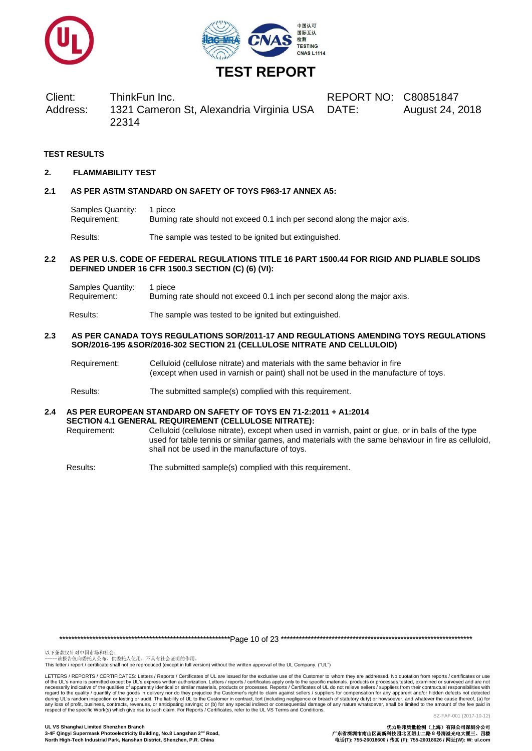# TEST REPORT

| Client: | ThinkFun Inc. | REPORT NO: | C80851847 |
|---|---|---|---|
| Address: | 1321 Cameron St, Alexandria Virginia USA 22314 | DATE: | August 24, 2018 |

**TEST RESULTS**

## 2. FLAMMABILITY TEST

### 2.1 AS PER ASTM STANDARD ON SAFETY OF TOYS F963-17 ANNEX A5:

Samples Quantity: 1 piece
Requirement: Burning rate should not exceed 0.1 inch per second along the major axis.

Results: The sample was tested to be ignited but extinguished.

### 2.2 AS PER U.S. CODE OF FEDERAL REGULATIONS TITLE 16 PART 1500.44 FOR RIGID AND PLIABLE SOLIDS DEFINED UNDER 16 CFR 1500.3 SECTION (C) (6) (VI):

Samples Quantity: 1 piece
Requirement: Burning rate should not exceed 0.1 inch per second along the major axis.

Results: The sample was tested to be ignited but extinguished.

### 2.3 AS PER CANADA TOYS REGULATIONS SOR/2011-17 AND REGULATIONS AMENDING TOYS REGULATIONS SOR/2016-195 &SOR/2016-302 SECTION 21 (CELLULOSE NITRATE AND CELLULOID)

Requirement: Celluloid (cellulose nitrate) and materials with the same behavior in fire (except when used in varnish or paint) shall not be used in the manufacture of toys.

Results: The submitted sample(s) complied with this requirement.

### 2.4 AS PER EUROPEAN STANDARD ON SAFETY OF TOYS EN 71-2:2011 + A1:2014 SECTION 4.1 GENERAL REQUIREMENT (CELLULOSE NITRATE):

Requirement: Celluloid (cellulose nitrate), except when used in varnish, paint or glue, or in balls of the type used for table tennis or similar games, and materials with the same behaviour in fire as celluloid, shall not be used in the manufacture of toys.

Results: The submitted sample(s) complied with this requirement.

以下条款仅针对中国市场和社会：
——该报告仅向委托人公布、供委托人使用，不具有社会证明的作用。
This letter / report / certificate shall not be reproduced (except in full version) without the written approval of the UL Company. ("UL")

LETTERS / REPORTS / CERTIFICATES: Letters / Reports / Certificates of UL are issued for the exclusive use of the Customer to whom they are addressed. No quotation from reports / certificates or use of the UL's name is permitted except by UL's express written authorization. Letters / reports / certificates apply only to the specific materials, products or processes tested, examined or surveyed and are not necessarily indicative of the qualities of apparently identical or similar materials, products or processes. Reports / Certificates of UL do not relieve sellers / suppliers from their contractual responsibilities with regard to the quality / quantity of the goods in delivery nor do they prejudice the Customer's right to claim against sellers / suppliers for compensation for any apparent and/or hidden defects not detected during UL's random inspection or testing or audit. The liability of UL to the Customer in contract, tort (including negligence or breach of statutory duty) or howsoever, and whatever the cause thereof, (a) for any loss of profit, business, contracts, revenues, or anticipating savings; or (b) for any special indirect or consequential damage of any nature whatsoever, shall be limited to the amount of the fee paid in respect of the specific Work(s) which give rise to such claim. For Reports / Certificates, refer to the UL VS Terms and Conditions.

SZ-FAF-001 (2017-10-12)

**UL VS Shanghai Limited Shenzhen Branch**
**3-4F Qingyi Supermask Photoelectricity Building, No.8 Langshan 2nd Road, North High-Tech Industrial Park, Nanshan District, Shenzhen, P.R. China**

**优力胜邦质量检测（上海）有限公司深圳分公司**
**广东省深圳市南山区高新科技园北区朗山二路 8 号清溢光电大厦三、四楼**
**电话(T): 755-26018600 / 传真 (F): 755-26018626 / 网址(W): W: ul.com**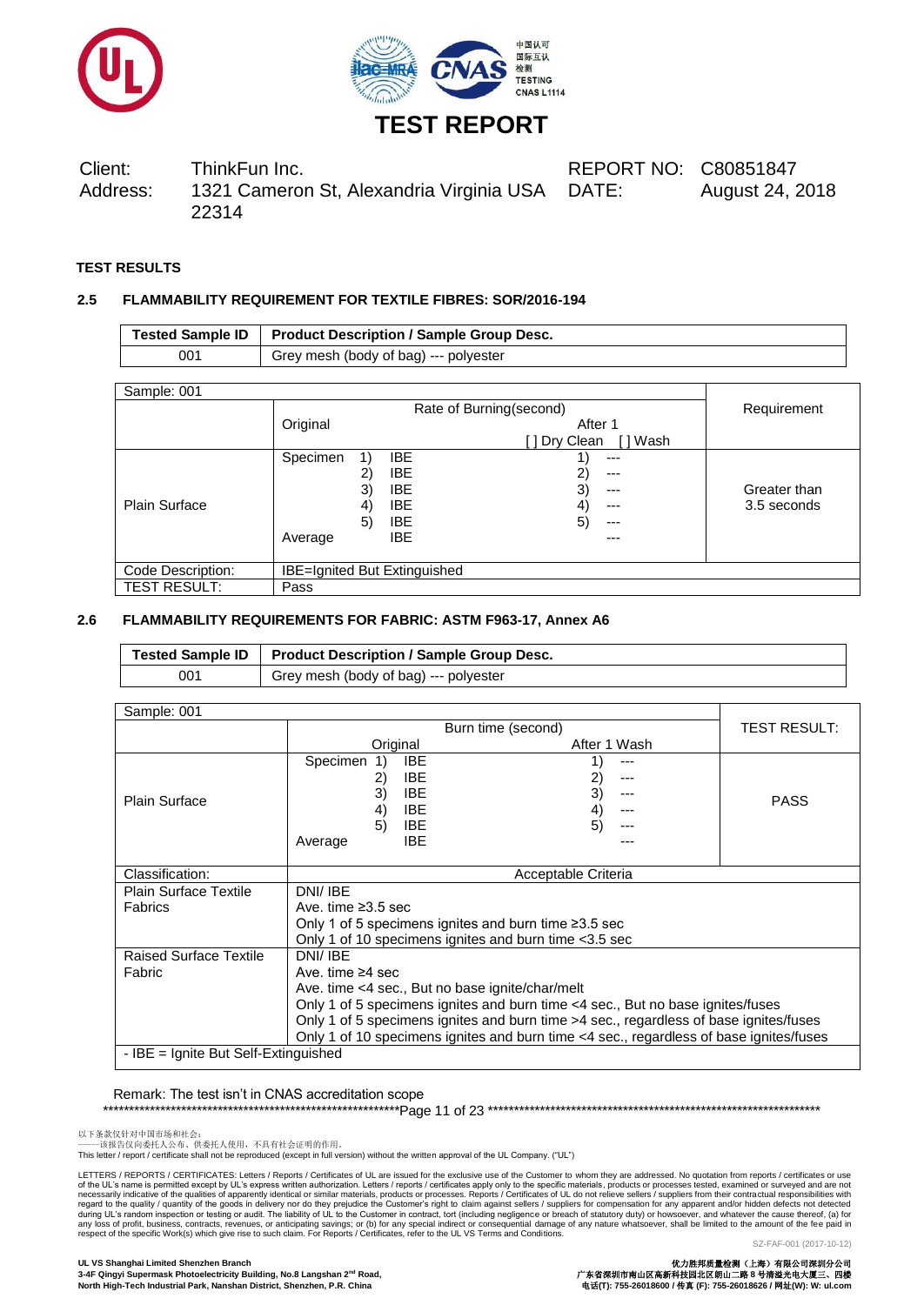# TEST REPORT

| | | | |
|---|---|---|---|
| Client: | ThinkFun Inc. | REPORT NO: | C80851847 |
| Address: | 1321 Cameron St, Alexandria Virginia USA 22314 | DATE: | August 24, 2018 |

**TEST RESULTS**

### 2.5 FLAMMABILITY REQUIREMENT FOR TEXTILE FIBRES: SOR/2016-194

| Tested Sample ID | Product Description / Sample Group Desc. |
|---|---|
| 001 | Grey mesh (body of bag) --- polyester |

| Sample: 001 | | | |
|---|---|---|---|
| | Rate of Burning(second) | | Requirement |
| | Original | After 1 [ ] Dry Clean [ ] Wash | |
| Plain Surface | Specimen 1) IBE<br>2) IBE<br>3) IBE<br>4) IBE<br>5) IBE<br>Average IBE | 1) ---<br>2) ---<br>3) ---<br>4) ---<br>5) ---<br>--- | Greater than 3.5 seconds |
| Code Description: | IBE=Ignited But Extinguished | | |
| TEST RESULT: | Pass | | |

### 2.6 FLAMMABILITY REQUIREMENTS FOR FABRIC: ASTM F963-17, Annex A6

| Tested Sample ID | Product Description / Sample Group Desc. |
|---|---|
| 001 | Grey mesh (body of bag) --- polyester |

| Sample: 001 | | | |
|---|---|---|---|
| | Burn time (second) | | TEST RESULT: |
| | Original | After 1 Wash | |
| Plain Surface | Specimen 1) IBE<br>2) IBE<br>3) IBE<br>4) IBE<br>5) IBE<br>Average IBE | 1) ---<br>2) ---<br>3) ---<br>4) ---<br>5) ---<br>--- | PASS |
| Classification: | Acceptable Criteria | | |
| Plain Surface Textile Fabrics | DNI/ IBE<br>Ave. time ≥3.5 sec<br>Only 1 of 5 specimens ignites and burn time ≥3.5 sec<br>Only 1 of 10 specimens ignites and burn time <3.5 sec | | |
| Raised Surface Textile Fabric | DNI/ IBE<br>Ave. time ≥4 sec<br>Ave. time <4 sec., But no base ignite/char/melt<br>Only 1 of 5 specimens ignites and burn time <4 sec., But no base ignites/fuses<br>Only 1 of 5 specimens ignites and burn time >4 sec., regardless of base ignites/fuses<br>Only 1 of 10 specimens ignites and burn time <4 sec., regardless of base ignites/fuses | | |
| - IBE = Ignite But Self-Extinguished | | | |

Remark: The test isn't in CNAS accreditation scope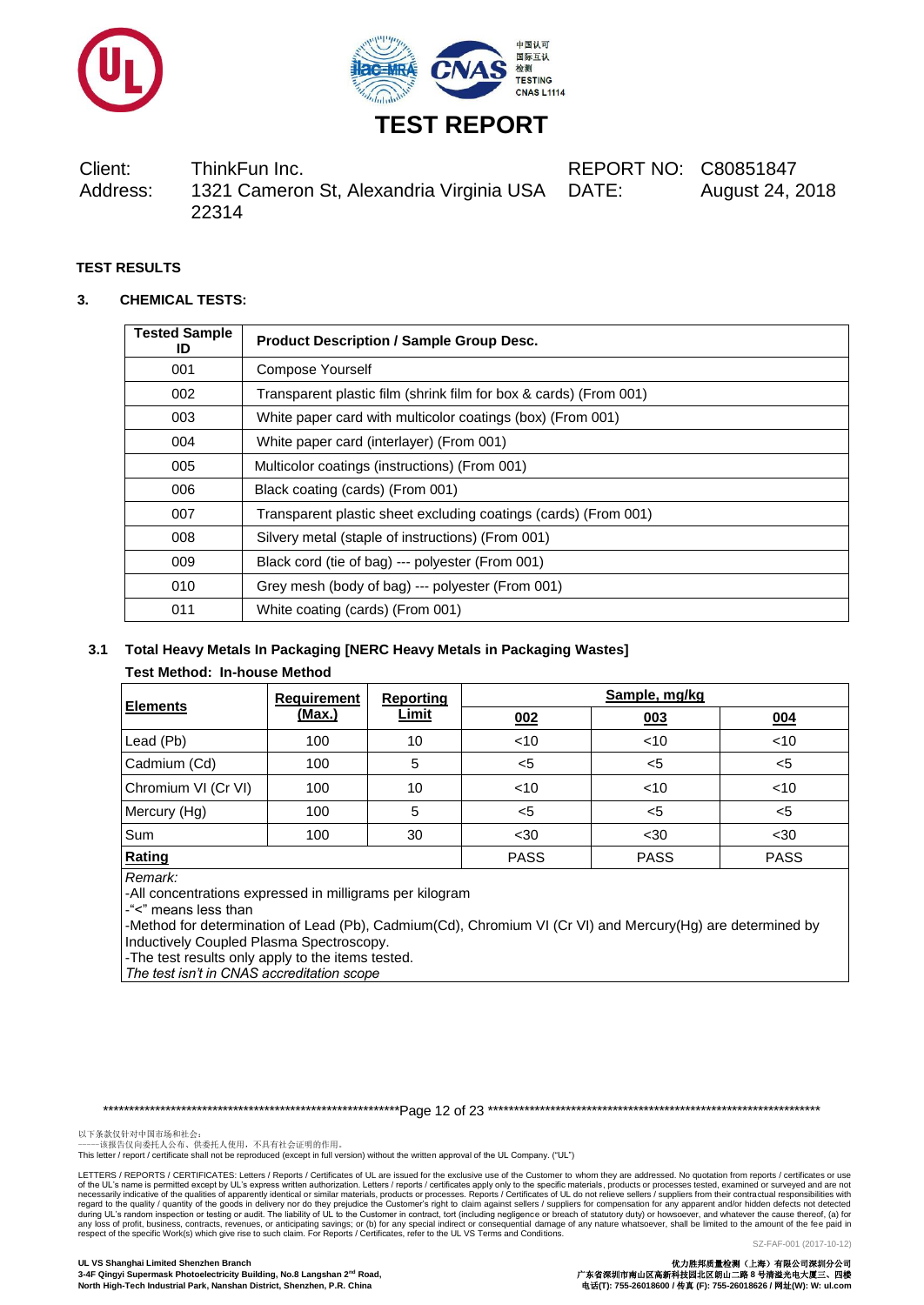# TEST REPORT

| Client: | ThinkFun Inc. | REPORT NO: | C80851847 |
|---|---|---|---|
| Address: | 1321 Cameron St, Alexandria Virginia USA 22314 | DATE: | August 24, 2018 |

**TEST RESULTS**

**3. CHEMICAL TESTS:**

| Tested Sample ID | Product Description / Sample Group Desc. |
|---|---|
| 001 | Compose Yourself |
| 002 | Transparent plastic film (shrink film for box & cards) (From 001) |
| 003 | White paper card with multicolor coatings (box) (From 001) |
| 004 | White paper card (interlayer) (From 001) |
| 005 | Multicolor coatings (instructions) (From 001) |
| 006 | Black coating (cards) (From 001) |
| 007 | Transparent plastic sheet excluding coatings (cards) (From 001) |
| 008 | Silvery metal (staple of instructions) (From 001) |
| 009 | Black cord (tie of bag) --- polyester (From 001) |
| 010 | Grey mesh (body of bag) --- polyester (From 001) |
| 011 | White coating (cards) (From 001) |

**3.1 Total Heavy Metals In Packaging [NERC Heavy Metals in Packaging Wastes]**

**Test Method: In-house Method**

| Elements | Requirement (Max.) | Reporting Limit | Sample, mg/kg | | |
|---|---|---|---|---|---|
| | | | 002 | 003 | 004 |
| Lead (Pb) | 100 | 10 | <10 | <10 | <10 |
| Cadmium (Cd) | 100 | 5 | <5 | <5 | <5 |
| Chromium VI (Cr VI) | 100 | 10 | <10 | <10 | <10 |
| Mercury (Hg) | 100 | 5 | <5 | <5 | <5 |
| Sum | 100 | 30 | <30 | <30 | <30 |
| **Rating** | | | PASS | PASS | PASS |

*Remark:*

-All concentrations expressed in milligrams per kilogram

-"<" means less than

-Method for determination of Lead (Pb), Cadmium(Cd), Chromium VI (Cr VI) and Mercury(Hg) are determined by Inductively Coupled Plasma Spectroscopy.

-The test results only apply to the items tested.

*The test isn't in CNAS accreditation scope*

以下条款仅针对中国市场和社会：
——该报告仅向委托人公布、供委托人使用，不具有社会证明的作用。

This letter / report / certificate shall not be reproduced (except in full version) without the written approval of the UL Company. ("UL")

LETTERS / REPORTS / CERTIFICATES: Letters / Reports / Certificates of UL are issued for the exclusive use of the Customer to whom they are addressed. No quotation from reports / certificates or use of the UL's name is permitted except by UL's express written authorization. Letters / reports / certificates apply only to the specific materials, products or processes tested, examined or surveyed and are not necessarily indicative of the qualities of apparently identical or similar materials, products or processes. Reports / Certificates of UL do not relieve sellers / suppliers from their contractual responsibilities with regard to the quality / quantity of the goods in delivery nor do they prejudice the Customer's right to claim against sellers / suppliers for compensation for any apparent and/or hidden defects not detected during UL's random inspection or testing or audit. The liability of UL to the Customer in contract, tort (including negligence or breach of statutory duty) or howsoever, and whatever the cause thereof, (a) for any loss of profit, business, contracts, revenues, or anticipating savings; or (b) for any special indirect or consequential damage of any nature whatsoever, shall be limited to the amount of the fee paid in respect of the specific Work(s) which give rise to such claim. For Reports / Certificates, refer to the UL VS Terms and Conditions.

SZ-FAF-001 (2017-10-12)

**UL VS Shanghai Limited Shenzhen Branch**
**3-4F Qingyi Supermask Photoelectricity Building, No.8 Langshan 2nd Road, North High-Tech Industrial Park, Nanshan District, Shenzhen, P.R. China**

**优力胜邦质量检测（上海）有限公司深圳分公司**
**广东省深圳市南山区高新科技园北区朗山二路 8 号清溢光电大厦三、四楼**
**电话(T): 755-26018600 / 传真 (F): 755-26018626 / 网址(W): W: ul.com**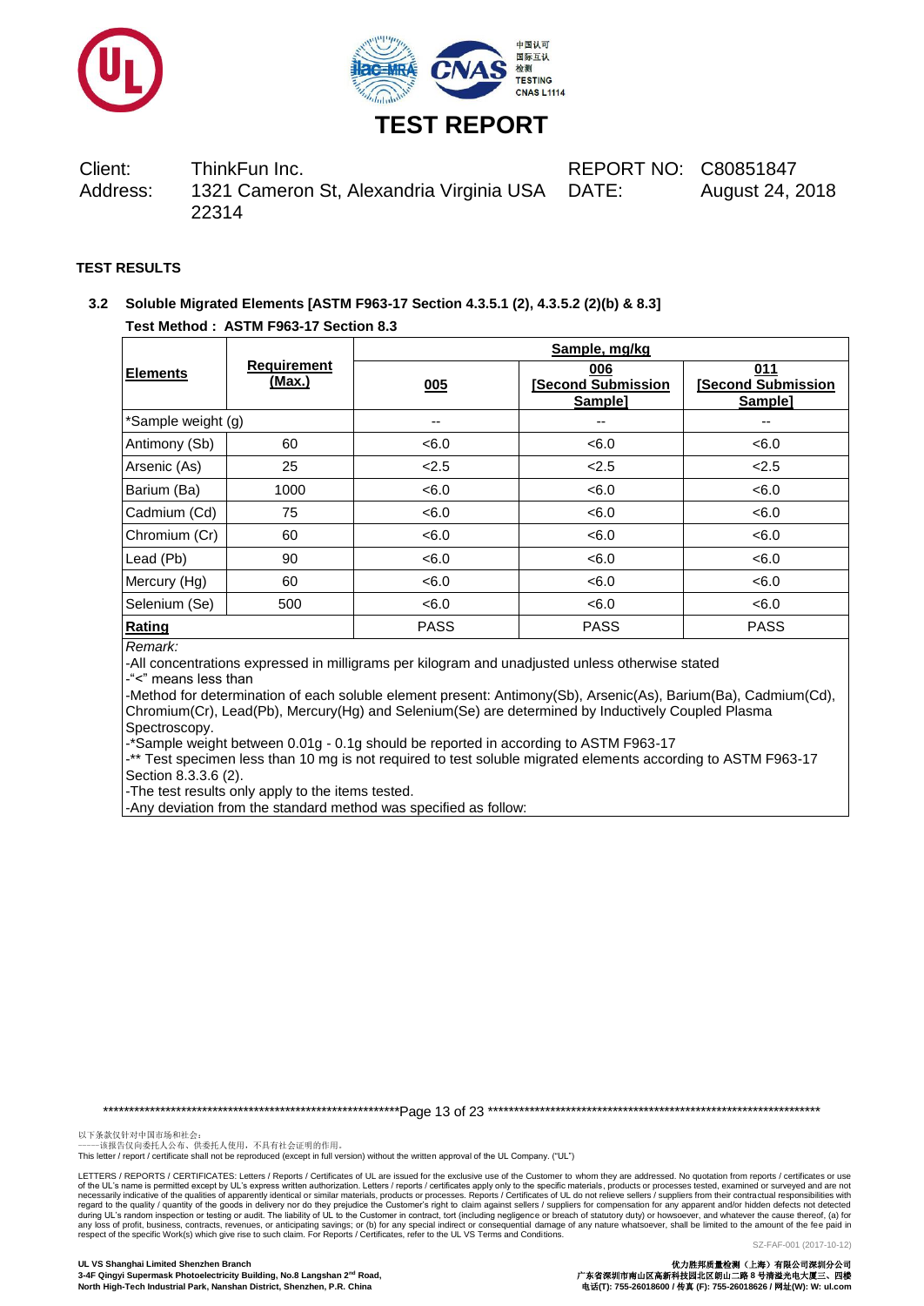# TEST REPORT

Client: ThinkFun Inc.

Address: 1321 Cameron St, Alexandria Virginia USA 22314

REPORT NO: C80851847

DATE: August 24, 2018

**TEST RESULTS**

### 3.2 Soluble Migrated Elements [ASTM F963-17 Section 4.3.5.1 (2), 4.3.5.2 (2)(b) & 8.3]

**Test Method : ASTM F963-17 Section 8.3**

| Elements | Requirement (Max.) | Sample, mg/kg | | |
|---|---|---|---|---|
| | | 005 | 006 [Second Submission Sample] | 011 [Second Submission Sample] |
| *Sample weight (g) | | -- | -- | -- |
| Antimony (Sb) | 60 | <6.0 | <6.0 | <6.0 |
| Arsenic (As) | 25 | <2.5 | <2.5 | <2.5 |
| Barium (Ba) | 1000 | <6.0 | <6.0 | <6.0 |
| Cadmium (Cd) | 75 | <6.0 | <6.0 | <6.0 |
| Chromium (Cr) | 60 | <6.0 | <6.0 | <6.0 |
| Lead (Pb) | 90 | <6.0 | <6.0 | <6.0 |
| Mercury (Hg) | 60 | <6.0 | <6.0 | <6.0 |
| Selenium (Se) | 500 | <6.0 | <6.0 | <6.0 |
| **Rating** | | PASS | PASS | PASS |

*Remark:*

-All concentrations expressed in milligrams per kilogram and unadjusted unless otherwise stated

-"<" means less than

-Method for determination of each soluble element present: Antimony(Sb), Arsenic(As), Barium(Ba), Cadmium(Cd), Chromium(Cr), Lead(Pb), Mercury(Hg) and Selenium(Se) are determined by Inductively Coupled Plasma Spectroscopy.

-*Sample weight between 0.01g - 0.1g should be reported in according to ASTM F963-17

-** Test specimen less than 10 mg is not required to test soluble migrated elements according to ASTM F963-17 Section 8.3.3.6 (2).

-The test results only apply to the items tested.

-Any deviation from the standard method was specified as follow:

以下条款仅针对中国市场和社会：
——该报告仅向委托人公布、供委托人使用，不具有社会证明的作用。

This letter / report / certificate shall not be reproduced (except in full version) without the written approval of the UL Company. ("UL")

LETTERS / REPORTS / CERTIFICATES: Letters / Reports / Certificates of UL are issued for the exclusive use of the Customer to whom they are addressed. No quotation from reports / certificates or use of the UL's name is permitted except by UL's express written authorization. Letters / reports / certificates apply only to the specific materials, products or processes tested, examined or surveyed and are not necessarily indicative of the qualities of apparently identical or similar materials, products or processes. Reports / Certificates of UL do not relieve sellers / suppliers from their contractual responsibilities with regard to the quality / quantity of the goods in delivery nor do they prejudice the Customer's right to claim against sellers / suppliers for compensation for any apparent and/or hidden defects not detected during UL's random inspection or testing or audit. The liability of UL to the Customer in contract, tort (including negligence or breach of statutory duty) or howsoever, and whatever the cause thereof, (a) for any loss of profit, business, contracts, revenues, or anticipating savings; or (b) for any special indirect or consequential damage of any nature whatsoever, shall be limited to the amount of the fee paid in respect of the specific Work(s) which give rise to such claim. For Reports / Certificates, refer to the UL VS Terms and Conditions.

SZ-FAF-001 (2017-10-12)

**UL VS Shanghai Limited Shenzhen Branch**
**3-4F Qingyi Supermask Photoelectricity Building, No.8 Langshan 2nd Road,**
**North High-Tech Industrial Park, Nanshan District, Shenzhen, P.R. China**

**优力胜邦质量检测（上海）有限公司深圳分公司**
**广东省深圳市南山区高新科技园北区朗山二路 8 号清溢光电大厦三、四楼**
**电话(T): 755-26018600 / 传真 (F): 755-26018626 / 网址(W): W: ul.com**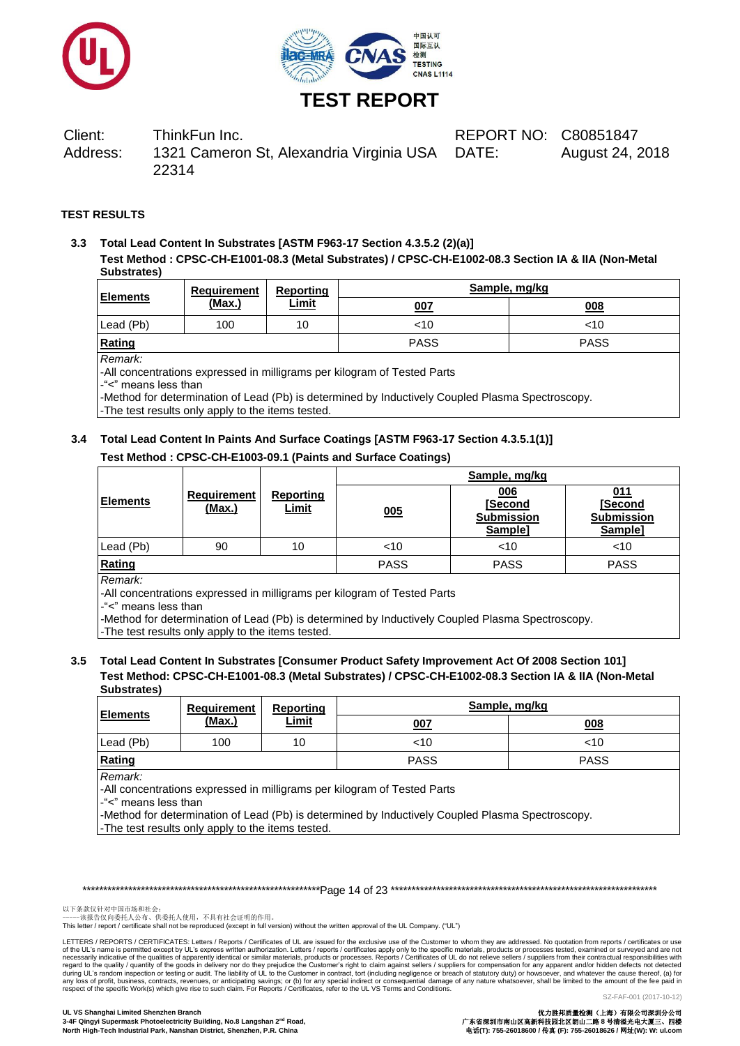# TEST REPORT

Client: ThinkFun Inc.
Address: 1321 Cameron St, Alexandria Virginia USA 22314

REPORT NO: C80851847
DATE: August 24, 2018

**TEST RESULTS**

### 3.3 Total Lead Content In Substrates [ASTM F963-17 Section 4.3.5.2 (2)(a)]

**Test Method : CPSC-CH-E1001-08.3 (Metal Substrates) / CPSC-CH-E1002-08.3 Section IA & IIA (Non-Metal Substrates)**

| Elements | Requirement (Max.) | Reporting Limit | Sample, mg/kg | |
|---|---|---|---|---|
| | | | 007 | 008 |
| Lead (Pb) | 100 | 10 | <10 | <10 |
| Rating | | | PASS | PASS |

*Remark:*
-All concentrations expressed in milligrams per kilogram of Tested Parts
-"<" means less than
-Method for determination of Lead (Pb) is determined by Inductively Coupled Plasma Spectroscopy.
-The test results only apply to the items tested.

### 3.4 Total Lead Content In Paints And Surface Coatings [ASTM F963-17 Section 4.3.5.1(1)]

**Test Method : CPSC-CH-E1003-09.1 (Paints and Surface Coatings)**

| Elements | Requirement (Max.) | Reporting Limit | Sample, mg/kg | | |
|---|---|---|---|---|---|
| | | | 005 | 006 [Second Submission Sample] | 011 [Second Submission Sample] |
| Lead (Pb) | 90 | 10 | <10 | <10 | <10 |
| Rating | | | PASS | PASS | PASS |

*Remark:*
-All concentrations expressed in milligrams per kilogram of Tested Parts
-"<" means less than
-Method for determination of Lead (Pb) is determined by Inductively Coupled Plasma Spectroscopy.
-The test results only apply to the items tested.

### 3.5 Total Lead Content In Substrates [Consumer Product Safety Improvement Act Of 2008 Section 101]

**Test Method: CPSC-CH-E1001-08.3 (Metal Substrates) / CPSC-CH-E1002-08.3 Section IA & IIA (Non-Metal Substrates)**

| Elements | Requirement (Max.) | Reporting Limit | Sample, mg/kg | |
|---|---|---|---|---|
| | | | 007 | 008 |
| Lead (Pb) | 100 | 10 | <10 | <10 |
| Rating | | | PASS | PASS |

*Remark:*
-All concentrations expressed in milligrams per kilogram of Tested Parts
-"<" means less than
-Method for determination of Lead (Pb) is determined by Inductively Coupled Plasma Spectroscopy.
-The test results only apply to the items tested.

以下条款仅针对中国市场和社会：
——该报告仅向委托人公布、供委托人使用，不具有社会证明的作用。
This letter / report / certificate shall not be reproduced (except in full version) without the written approval of the UL Company. ("UL")

LETTERS / REPORTS / CERTIFICATES: Letters / Reports / Certificates of UL are issued for the exclusive use of the Customer to whom they are addressed. No quotation from reports / certificates or use of the UL's name is permitted except by UL's express written authorization. Letters / reports / certificates apply only to the specific materials, products or processes tested, examined or surveyed and are not necessarily indicative of the qualities of apparently identical or similar materials, products or processes. Reports / Certificates of UL do not relieve sellers / suppliers from their contractual responsibilities with regard to the quality / quantity of the goods in delivery nor do they prejudice the Customer's right to claim against sellers / suppliers for compensation for any apparent and/or hidden defects not detected during UL's random inspection or testing or audit. The liability of UL to the Customer in contract, tort (including negligence or breach of statutory duty) or howsoever, and whatever the cause thereof, (a) for any loss of profit, business, contracts, revenues, or anticipating savings; or (b) for any special indirect or consequential damage of any nature whatsoever, shall be limited to the amount of the fee paid in respect of the specific Work(s) which give rise to such claim. For Reports / Certificates, refer to the UL VS Terms and Conditions.

SZ-FAF-001 (2017-10-12)

**UL VS Shanghai Limited Shenzhen Branch**
**3-4F Qingyi Supermask Photoelectricity Building, No.8 Langshan 2nd Road, North High-Tech Industrial Park, Nanshan District, Shenzhen, P.R. China**

**优力胜邦质量检测（上海）有限公司深圳分公司**
**广东省深圳市南山区高新科技园北区朗山二路 8 号清溢光电大厦三、四楼**
**电话(T): 755-26018600 / 传真 (F): 755-26018626 / 网址(W): W: ul.com**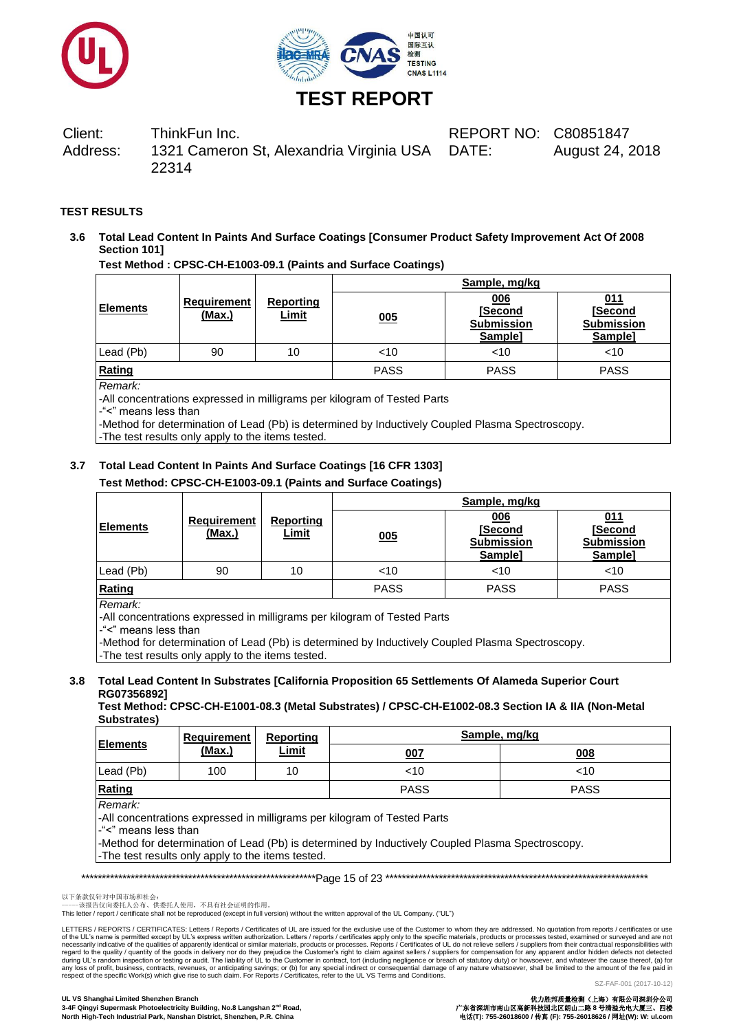# TEST REPORT

Client: ThinkFun Inc.
Address: 1321 Cameron St, Alexandria Virginia USA 22314

REPORT NO: C80851847
DATE: August 24, 2018

**TEST RESULTS**

**3.6 Total Lead Content In Paints And Surface Coatings [Consumer Product Safety Improvement Act Of 2008 Section 101]**

**Test Method : CPSC-CH-E1003-09.1 (Paints and Surface Coatings)**

| Elements | Requirement (Max.) | Reporting Limit | Sample, mg/kg | | |
|---|---|---|---|---|---|
| | | | 005 | 006 [Second Submission Sample] | 011 [Second Submission Sample] |
| Lead (Pb) | 90 | 10 | <10 | <10 | <10 |
| **Rating** | | | PASS | PASS | PASS |

*Remark:*
-All concentrations expressed in milligrams per kilogram of Tested Parts
-"<" means less than
-Method for determination of Lead (Pb) is determined by Inductively Coupled Plasma Spectroscopy.
-The test results only apply to the items tested.

**3.7 Total Lead Content In Paints And Surface Coatings [16 CFR 1303]**

**Test Method: CPSC-CH-E1003-09.1 (Paints and Surface Coatings)**

| Elements | Requirement (Max.) | Reporting Limit | Sample, mg/kg | | |
|---|---|---|---|---|---|
| | | | 005 | 006 [Second Submission Sample] | 011 [Second Submission Sample] |
| Lead (Pb) | 90 | 10 | <10 | <10 | <10 |
| **Rating** | | | PASS | PASS | PASS |

*Remark:*
-All concentrations expressed in milligrams per kilogram of Tested Parts
-"<" means less than
-Method for determination of Lead (Pb) is determined by Inductively Coupled Plasma Spectroscopy.
-The test results only apply to the items tested.

**3.8 Total Lead Content In Substrates [California Proposition 65 Settlements Of Alameda Superior Court RG07356892]**

**Test Method: CPSC-CH-E1001-08.3 (Metal Substrates) / CPSC-CH-E1002-08.3 Section IA & IIA (Non-Metal Substrates)**

| Elements | Requirement (Max.) | Reporting Limit | Sample, mg/kg | |
|---|---|---|---|---|
| | | | 007 | 008 |
| Lead (Pb) | 100 | 10 | <10 | <10 |
| **Rating** | | | PASS | PASS |

*Remark:*
-All concentrations expressed in milligrams per kilogram of Tested Parts
-"<" means less than
-Method for determination of Lead (Pb) is determined by Inductively Coupled Plasma Spectroscopy.
-The test results only apply to the items tested.

以下条款仅针对中国市场和社会：
——该报告仅向委托人公布、供委托人使用，不具有社会证明的作用。
This letter / report / certificate shall not be reproduced (except in full version) without the written approval of the UL Company. ("UL")

LETTERS / REPORTS / CERTIFICATES: Letters / Reports / Certificates of UL are issued for the exclusive use of the Customer to whom they are addressed. No quotation from reports / certificates or use of the UL's name is permitted except by UL's express written authorization. Letters / reports / certificates apply only to the specific materials, products or processes tested, examined or surveyed and are not necessarily indicative of the qualities of apparently identical or similar materials, products or processes. Reports / Certificates of UL do not relieve sellers / suppliers from their contractual responsibilities with regard to the quality / quantity of the goods in delivery nor do they prejudice the Customer's right to claim against sellers / suppliers for compensation for any apparent and/or hidden defects not detected during UL's random inspection or testing or audit. The liability of UL to the Customer in contract, tort (including negligence or breach of statutory duty) or howsoever, and whatever the cause thereof, (a) for any loss of profit, business, contracts, revenues, or anticipating savings; or (b) for any special indirect or consequential damage of any nature whatsoever, shall be limited to the amount of the fee paid in respect of the specific Work(s) which give rise to such claim. For Reports / Certificates, refer to the UL VS Terms and Conditions.

SZ-FAF-001 (2017-10-12)

**UL VS Shanghai Limited Shenzhen Branch**
**3-4F Qingyi Supermask Photoelectricity Building, No.8 Langshan 2nd Road, North High-Tech Industrial Park, Nanshan District, Shenzhen, P.R. China**

**优力胜邦质量检测（上海）有限公司深圳分公司**
**广东省深圳市南山区高新科技园北区朗山二路 8 号清溢光电大厦三、四楼**
**电话(T): 755-26018600 / 传真 (F): 755-26018626 / 网址(W): W: ul.com**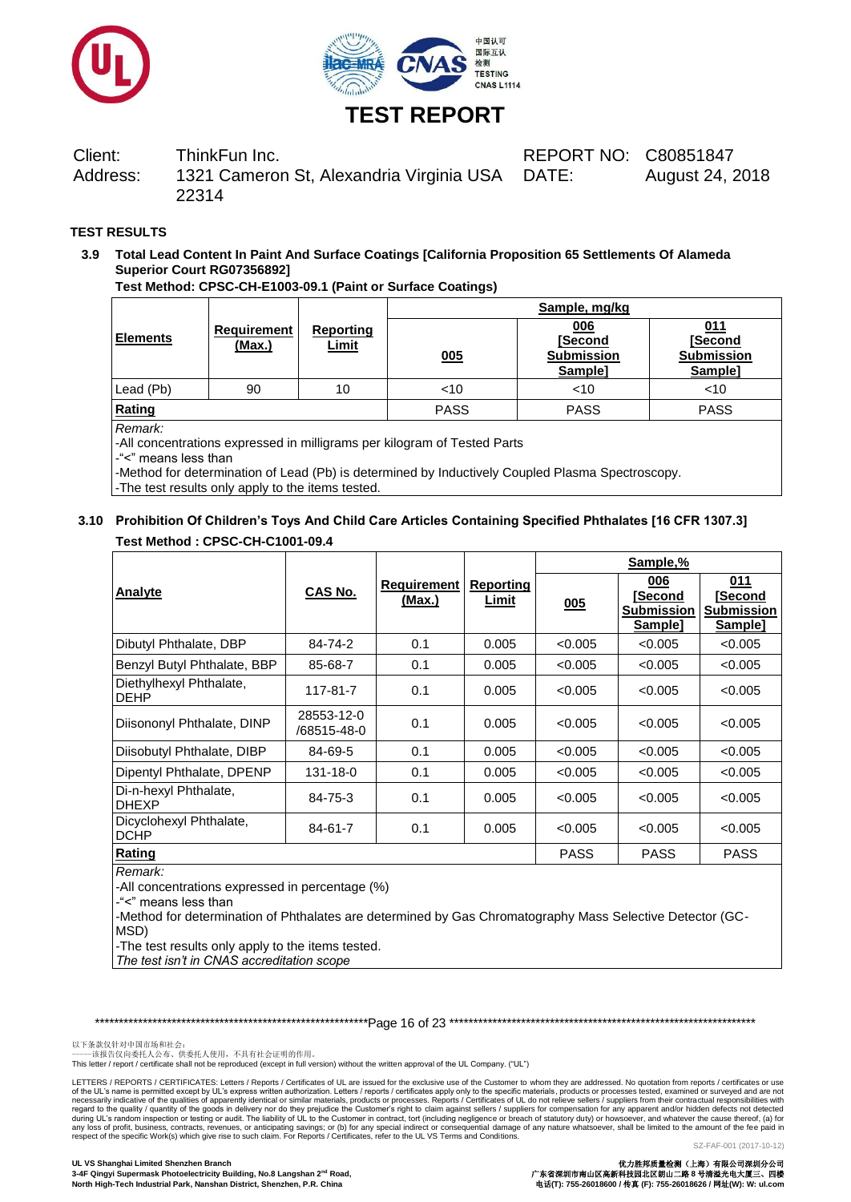# TEST REPORT

| Client: | ThinkFun Inc. | REPORT NO: | C80851847 |
|---|---|---|---|
| Address: | 1321 Cameron St, Alexandria Virginia USA 22314 | DATE: | August 24, 2018 |

**TEST RESULTS**

**3.9 Total Lead Content In Paint And Surface Coatings [California Proposition 65 Settlements Of Alameda Superior Court RG07356892]**

**Test Method: CPSC-CH-E1003-09.1 (Paint or Surface Coatings)**

| Elements | Requirement (Max.) | Reporting Limit | Sample, mg/kg | | |
|---|---|---|---|---|---|
| | | | 005 | 006 [Second Submission Sample] | 011 [Second Submission Sample] |
| Lead (Pb) | 90 | 10 | <10 | <10 | <10 |
| **Rating** | | | PASS | PASS | PASS |

*Remark:*
-All concentrations expressed in milligrams per kilogram of Tested Parts
-"<" means less than
-Method for determination of Lead (Pb) is determined by Inductively Coupled Plasma Spectroscopy.
-The test results only apply to the items tested.

**3.10 Prohibition Of Children's Toys And Child Care Articles Containing Specified Phthalates [16 CFR 1307.3]**

**Test Method : CPSC-CH-C1001-09.4**

| Analyte | CAS No. | Requirement (Max.) | Reporting Limit | Sample,% | | |
|---|---|---|---|---|---|---|
| | | | | 005 | 006 [Second Submission Sample] | 011 [Second Submission Sample] |
| Dibutyl Phthalate, DBP | 84-74-2 | 0.1 | 0.005 | <0.005 | <0.005 | <0.005 |
| Benzyl Butyl Phthalate, BBP | 85-68-7 | 0.1 | 0.005 | <0.005 | <0.005 | <0.005 |
| Diethylhexyl Phthalate, DEHP | 117-81-7 | 0.1 | 0.005 | <0.005 | <0.005 | <0.005 |
| Diisononyl Phthalate, DINP | 28553-12-0 /68515-48-0 | 0.1 | 0.005 | <0.005 | <0.005 | <0.005 |
| Diisobutyl Phthalate, DIBP | 84-69-5 | 0.1 | 0.005 | <0.005 | <0.005 | <0.005 |
| Dipentyl Phthalate, DPENP | 131-18-0 | 0.1 | 0.005 | <0.005 | <0.005 | <0.005 |
| Di-n-hexyl Phthalate, DHEXP | 84-75-3 | 0.1 | 0.005 | <0.005 | <0.005 | <0.005 |
| Dicyclohexyl Phthalate, DCHP | 84-61-7 | 0.1 | 0.005 | <0.005 | <0.005 | <0.005 |
| **Rating** | | | | PASS | PASS | PASS |

*Remark:*
-All concentrations expressed in percentage (%)
-"<" means less than
-Method for determination of Phthalates are determined by Gas Chromatography Mass Selective Detector (GC-MSD)
-The test results only apply to the items tested.
*The test isn't in CNAS accreditation scope*

以下条款仅针对中国市场和社会：
——该报告仅向委托人公布、供委托人使用，不具有社会证明的作用。
This letter / report / certificate shall not be reproduced (except in full version) without the written approval of the UL Company. ("UL")

LETTERS / REPORTS / CERTIFICATES: Letters / Reports / Certificates of UL are issued for the exclusive use of the Customer to whom they are addressed. No quotation from reports / certificates or use of the UL's name is permitted except by UL's express written authorization. Letters / reports / certificates apply only to the specific materials, products or processes tested, examined or surveyed and are not necessarily indicative of the qualities of apparently identical or similar materials, products or processes. Reports / Certificates of UL do not relieve sellers / suppliers from their contractual responsibilities with regard to the quality / quantity of the goods in delivery nor do they prejudice the Customer's right to claim against sellers / suppliers for compensation for any apparent and/or hidden defects not detected during UL's random inspection or testing or audit. The liability of UL to the Customer in contract, tort (including negligence or breach of statutory duty) or howsoever, and whatever the cause thereof, (a) for any loss of profit, business, contracts, revenues, or anticipating savings; or (b) for any special indirect or consequential damage of any nature whatsoever, shall be limited to the amount of the fee paid in respect of the specific Work(s) which give rise to such claim. For Reports / Certificates, refer to the UL VS Terms and Conditions.

SZ-FAF-001 (2017-10-12)

**UL VS Shanghai Limited Shenzhen Branch**
**3-4F Qingyi Supermask Photoelectricity Building, No.8 Langshan 2nd Road, North High-Tech Industrial Park, Nanshan District, Shenzhen, P.R. China**

**优力胜邦质量检测（上海）有限公司深圳分公司**
**广东省深圳市南山区高新科技园北区朗山二路 8 号清溢光电大厦三、四楼**
**电话(T): 755-26018600 / 传真 (F): 755-26018626 / 网址(W): W: ul.com**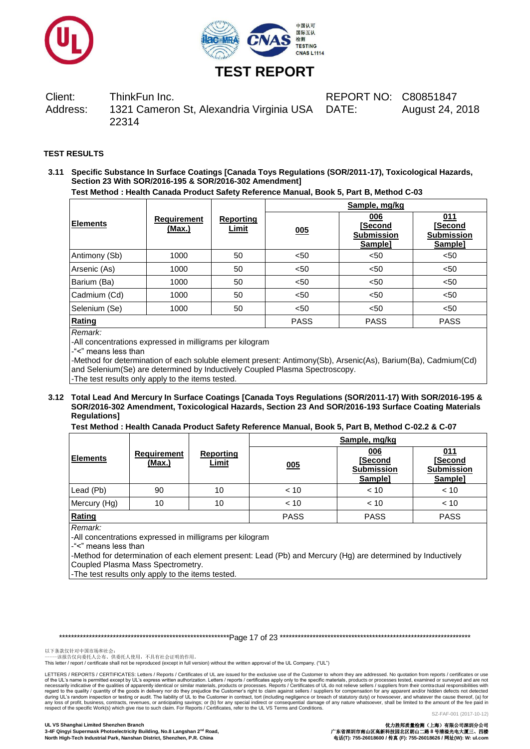# TEST REPORT

Client: ThinkFun Inc.
Address: 1321 Cameron St, Alexandria Virginia USA 22314

REPORT NO: C80851847
DATE: August 24, 2018

**TEST RESULTS**

**3.11 Specific Substance In Surface Coatings [Canada Toys Regulations (SOR/2011-17), Toxicological Hazards, Section 23 With SOR/2016-195 & SOR/2016-302 Amendment]**

**Test Method : Health Canada Product Safety Reference Manual, Book 5, Part B, Method C-03**

| Elements | Requirement (Max.) | Reporting Limit | Sample, mg/kg | | |
|---|---|---|---|---|---|
| | | | 005 | 006 [Second Submission Sample] | 011 [Second Submission Sample] |
| Antimony (Sb) | 1000 | 50 | <50 | <50 | <50 |
| Arsenic (As) | 1000 | 50 | <50 | <50 | <50 |
| Barium (Ba) | 1000 | 50 | <50 | <50 | <50 |
| Cadmium (Cd) | 1000 | 50 | <50 | <50 | <50 |
| Selenium (Se) | 1000 | 50 | <50 | <50 | <50 |
| **Rating** | | | PASS | PASS | PASS |

*Remark:*
-All concentrations expressed in milligrams per kilogram
-"<" means less than
-Method for determination of each soluble element present: Antimony(Sb), Arsenic(As), Barium(Ba), Cadmium(Cd) and Selenium(Se) are determined by Inductively Coupled Plasma Spectroscopy.
-The test results only apply to the items tested.

**3.12 Total Lead And Mercury In Surface Coatings [Canada Toys Regulations (SOR/2011-17) With SOR/2016-195 & SOR/2016-302 Amendment, Toxicological Hazards, Section 23 And SOR/2016-193 Surface Coating Materials Regulations]**

**Test Method : Health Canada Product Safety Reference Manual, Book 5, Part B, Method C-02.2 & C-07**

| Elements | Requirement (Max.) | Reporting Limit | Sample, mg/kg | | |
|---|---|---|---|---|---|
| | | | 005 | 006 [Second Submission Sample] | 011 [Second Submission Sample] |
| Lead (Pb) | 90 | 10 | < 10 | < 10 | < 10 |
| Mercury (Hg) | 10 | 10 | < 10 | < 10 | < 10 |
| **Rating** | | | PASS | PASS | PASS |

*Remark:*
-All concentrations expressed in milligrams per kilogram
-"<" means less than
-Method for determination of each element present: Lead (Pb) and Mercury (Hg) are determined by Inductively Coupled Plasma Mass Spectrometry.
-The test results only apply to the items tested.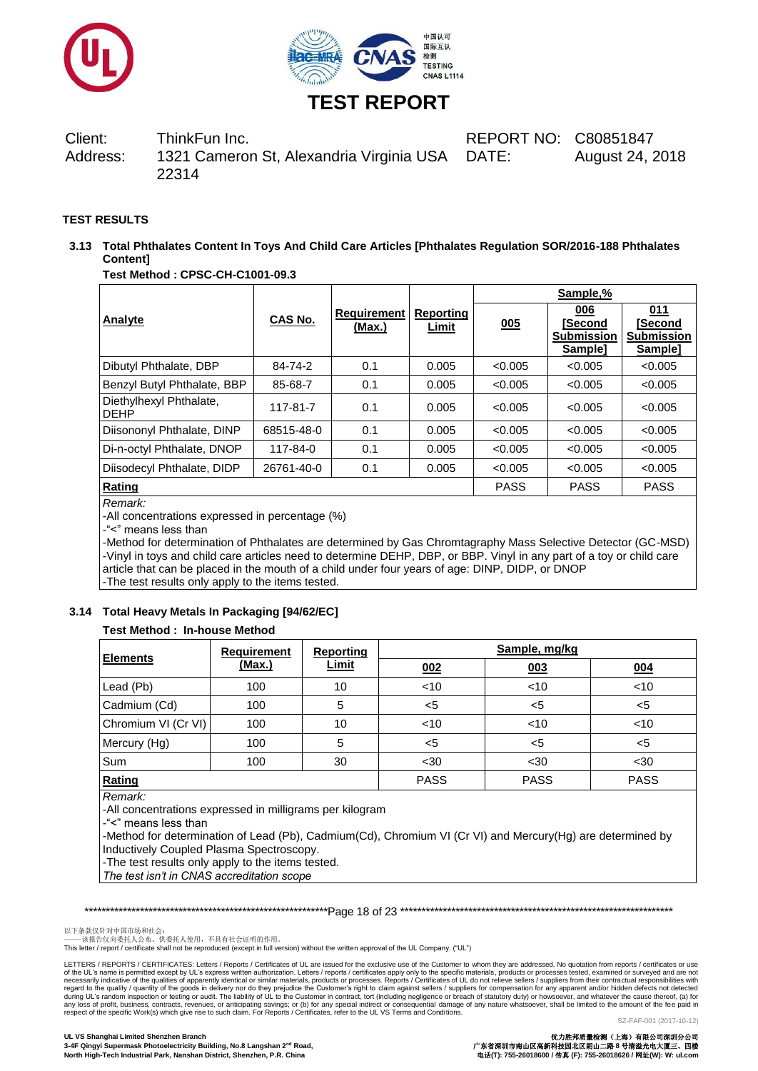# TEST REPORT

| Client: | ThinkFun Inc. | REPORT NO: | C80851847 |
|---|---|---|---|
| Address: | 1321 Cameron St, Alexandria Virginia USA 22314 | DATE: | August 24, 2018 |

**TEST RESULTS**

**3.13 Total Phthalates Content In Toys And Child Care Articles [Phthalates Regulation SOR/2016-188 Phthalates Content]**

**Test Method : CPSC-CH-C1001-09.3**

| Analyte | CAS No. | Requirement (Max.) | Reporting Limit | Sample,% | | |
|---|---|---|---|---|---|---|
| | | | | 005 | 006 [Second Submission Sample] | 011 [Second Submission Sample] |
| Dibutyl Phthalate, DBP | 84-74-2 | 0.1 | 0.005 | <0.005 | <0.005 | <0.005 |
| Benzyl Butyl Phthalate, BBP | 85-68-7 | 0.1 | 0.005 | <0.005 | <0.005 | <0.005 |
| Diethylhexyl Phthalate, DEHP | 117-81-7 | 0.1 | 0.005 | <0.005 | <0.005 | <0.005 |
| Diisononyl Phthalate, DINP | 68515-48-0 | 0.1 | 0.005 | <0.005 | <0.005 | <0.005 |
| Di-n-octyl Phthalate, DNOP | 117-84-0 | 0.1 | 0.005 | <0.005 | <0.005 | <0.005 |
| Diisodecyl Phthalate, DIDP | 26761-40-0 | 0.1 | 0.005 | <0.005 | <0.005 | <0.005 |
| **Rating** | | | | PASS | PASS | PASS |

*Remark:*
-All concentrations expressed in percentage (%)
-"<" means less than
-Method for determination of Phthalates are determined by Gas Chromtagraphy Mass Selective Detector (GC-MSD)
-Vinyl in toys and child care articles need to determine DEHP, DBP, or BBP. Vinyl in any part of a toy or child care article that can be placed in the mouth of a child under four years of age: DINP, DIDP, or DNOP
-The test results only apply to the items tested.

**3.14 Total Heavy Metals In Packaging [94/62/EC]**

**Test Method : In-house Method**

| Elements | Requirement (Max.) | Reporting Limit | Sample, mg/kg | | |
|---|---|---|---|---|---|
| | | | 002 | 003 | 004 |
| Lead (Pb) | 100 | 10 | <10 | <10 | <10 |
| Cadmium (Cd) | 100 | 5 | <5 | <5 | <5 |
| Chromium VI (Cr VI) | 100 | 10 | <10 | <10 | <10 |
| Mercury (Hg) | 100 | 5 | <5 | <5 | <5 |
| Sum | 100 | 30 | <30 | <30 | <30 |
| **Rating** | | | PASS | PASS | PASS |

*Remark:*
-All concentrations expressed in milligrams per kilogram
-"<" means less than
-Method for determination of Lead (Pb), Cadmium(Cd), Chromium VI (Cr VI) and Mercury(Hg) are determined by Inductively Coupled Plasma Spectroscopy.
-The test results only apply to the items tested.
*The test isn't in CNAS accreditation scope*

以下条款仅针对中国市场和社会：
——该报告仅向委托人公布、供委托人使用，不具有社会证明的作用。
This letter / report / certificate shall not be reproduced (except in full version) without the written approval of the UL Company. ("UL")

LETTERS / REPORTS / CERTIFICATES: Letters / Reports / Certificates of UL are issued for the exclusive use of the Customer to whom they are addressed. No quotation from reports / certificates or use of the UL's name is permitted except by UL's express written authorization. Letters / reports / certificates apply only to the specific materials, products or processes tested, examined or surveyed and are not necessarily indicative of the qualities of apparently identical or similar materials, products or processes. Reports / Certificates of UL do not relieve sellers / suppliers from their contractual responsibilities with regard to the quality / quantity of the goods in delivery nor do they prejudice the Customer's right to claim against sellers / suppliers for compensation for any apparent and/or hidden defects not detected during UL's random inspection or testing or audit. The liability of UL to the Customer in contract, tort (including negligence or breach of statutory duty) or howsoever, and whatever the cause thereof, (a) for any loss of profit, business, contracts, revenues, or anticipating savings; or (b) for any special indirect or consequential damage of any nature whatsoever, shall be limited to the amount of the fee paid in respect of the specific Work(s) which give rise to such claim. For Reports / Certificates, refer to the UL VS Terms and Conditions.

SZ-FAF-001 (2017-10-12)

**UL VS Shanghai Limited Shenzhen Branch**
**3-4F Qingyi Supermask Photoelectricity Building, No.8 Langshan 2nd Road, North High-Tech Industrial Park, Nanshan District, Shenzhen, P.R. China**

**优力胜邦质量检测（上海）有限公司深圳分公司**
**广东省深圳市南山区高新科技园北区朗山二路 8 号清溢光电大厦三、四楼**
**电话(T): 755-26018600 / 传真 (F): 755-26018626 / 网址(W): W: ul.com**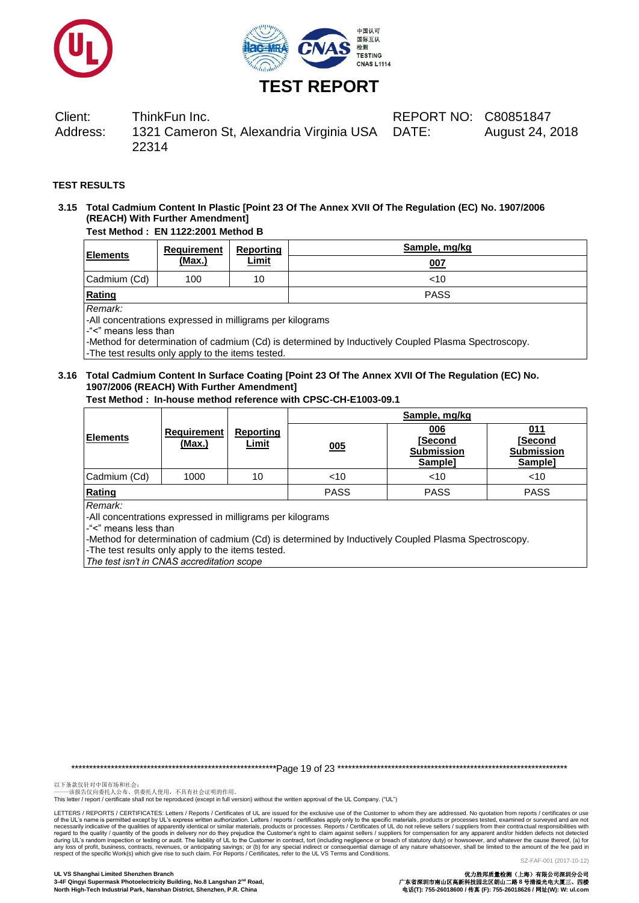# TEST REPORT

Client: ThinkFun Inc.
Address: 1321 Cameron St, Alexandria Virginia USA 22314

REPORT NO: C80851847
DATE: August 24, 2018

**TEST RESULTS**

**3.15 Total Cadmium Content In Plastic [Point 23 Of The Annex XVII Of The Regulation (EC) No. 1907/2006 (REACH) With Further Amendment]**

**Test Method : EN 1122:2001 Method B**

| Elements | Requirement (Max.) | Reporting Limit | Sample, mg/kg |
|---|---|---|---|
| | | | 007 |
| Cadmium (Cd) | 100 | 10 | <10 |
| **Rating** | | | PASS |

*Remark:*
-All concentrations expressed in milligrams per kilograms
-"<" means less than
-Method for determination of cadmium (Cd) is determined by Inductively Coupled Plasma Spectroscopy.
-The test results only apply to the items tested.

**3.16 Total Cadmium Content In Surface Coating [Point 23 Of The Annex XVII Of The Regulation (EC) No. 1907/2006 (REACH) With Further Amendment]**

**Test Method : In-house method reference with CPSC-CH-E1003-09.1**

| Elements | Requirement (Max.) | Reporting Limit | Sample, mg/kg | | |
|---|---|---|---|---|---|
| | | | 005 | 006 [Second Submission Sample] | 011 [Second Submission Sample] |
| Cadmium (Cd) | 1000 | 10 | <10 | <10 | <10 |
| **Rating** | | | PASS | PASS | PASS |

*Remark:*
-All concentrations expressed in milligrams per kilograms
-"<" means less than
-Method for determination of cadmium (Cd) is determined by Inductively Coupled Plasma Spectroscopy.
-The test results only apply to the items tested.
*The test isn't in CNAS accreditation scope*

以下条款仅针对中国市场和社会：
——该报告仅向委托人公布、供委托人使用，不具有社会证明的作用。
This letter / report / certificate shall not be reproduced (except in full version) without the written approval of the UL Company. ("UL")

LETTERS / REPORTS / CERTIFICATES: Letters / Reports / Certificates of UL are issued for the exclusive use of the Customer to whom they are addressed. No quotation from reports / certificates or use of the UL's name is permitted except by UL's express written authorization. Letters / reports / certificates apply only to the specific materials, products or processes tested, examined or surveyed and are not necessarily indicative of the qualities of apparently identical or similar materials, products or processes. Reports / Certificates of UL do not relieve sellers / suppliers from their contractual responsibilities with regard to the quality / quantity of the goods in delivery nor do they prejudice the Customer's right to claim against sellers / suppliers for compensation for any apparent and/or hidden defects not detected during UL's random inspection or testing or audit. The liability of UL to the Customer in contract, tort (including negligence or breach of statutory duty) or howsoever, and whatever the cause thereof, (a) for any loss of profit, business, contracts, revenues, or anticipating savings; or (b) for any special indirect or consequential damage of any nature whatsoever, shall be limited to the amount of the fee paid in respect of the specific Work(s) which give rise to such claim. For Reports / Certificates, refer to the UL VS Terms and Conditions.

SZ-FAF-001 (2017-10-12)

**UL VS Shanghai Limited Shenzhen Branch**
**3-4F Qingyi Supermask Photoelectricity Building, No.8 Langshan 2nd Road, North High-Tech Industrial Park, Nanshan District, Shenzhen, P.R. China**

**优力胜邦质量检测（上海）有限公司深圳分公司**
**广东省深圳市南山区高新科技园北区朗山二路 8 号清溢光电大厦三、四楼**
**电话(T): 755-26018600 / 传真 (F): 755-26018626 / 网址(W): W: ul.com**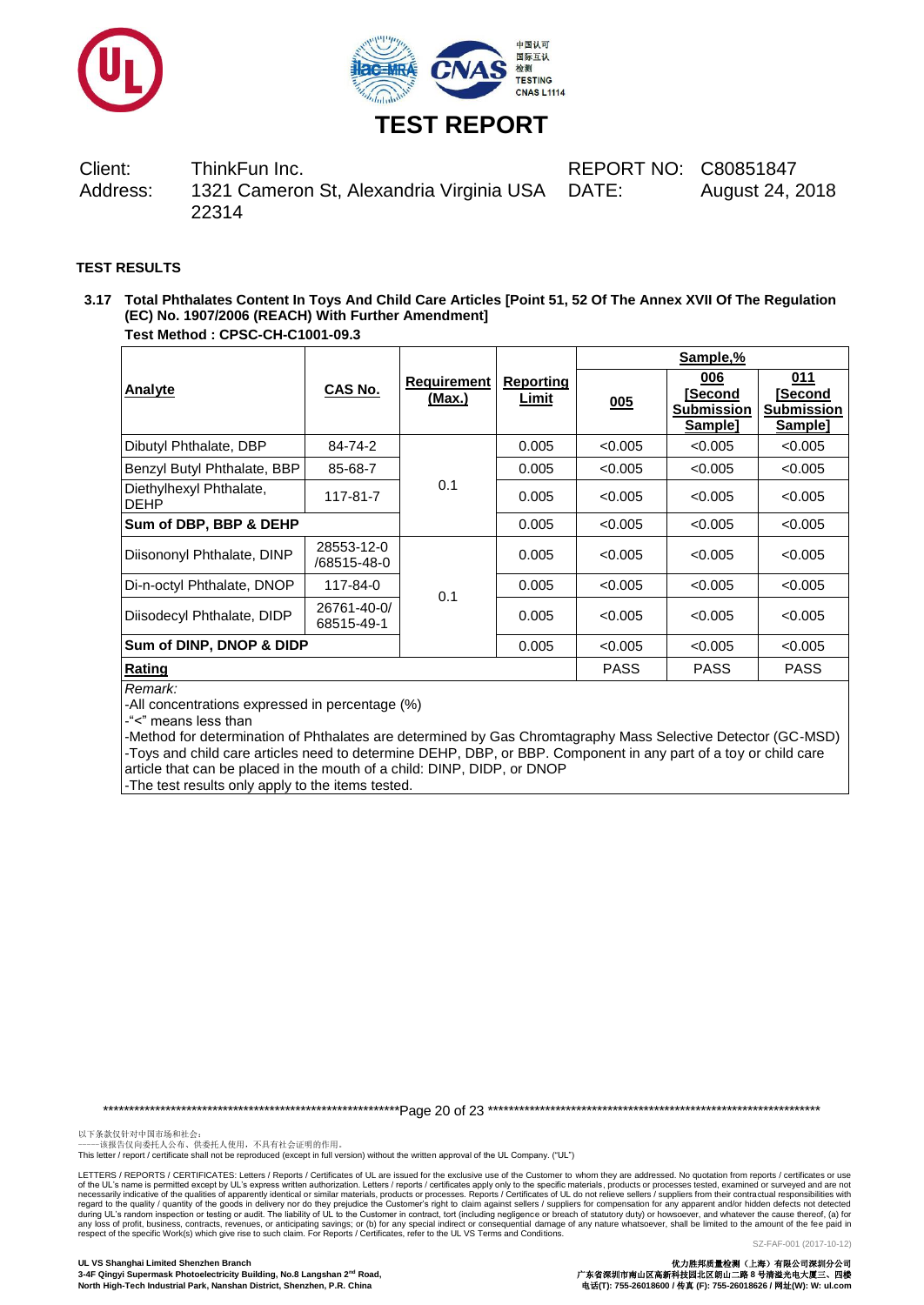# TEST REPORT

Client: ThinkFun Inc.
Address: 1321 Cameron St, Alexandria Virginia USA 22314

REPORT NO: C80851847
DATE: August 24, 2018

**TEST RESULTS**

**3.17 Total Phthalates Content In Toys And Child Care Articles [Point 51, 52 Of The Annex XVII Of The Regulation (EC) No. 1907/2006 (REACH) With Further Amendment]**
**Test Method : CPSC-CH-C1001-09.3**

| Analyte | CAS No. | Requirement (Max.) | Reporting Limit | Sample,% | | |
|---|---|---|---|---|---|---|
| | | | | 005 | 006 [Second Submission Sample] | 011 [Second Submission Sample] |
| Dibutyl Phthalate, DBP | 84-74-2 | 0.1 | 0.005 | <0.005 | <0.005 | <0.005 |
| Benzyl Butyl Phthalate, BBP | 85-68-7 | | 0.005 | <0.005 | <0.005 | <0.005 |
| Diethylhexyl Phthalate, DEHP | 117-81-7 | | 0.005 | <0.005 | <0.005 | <0.005 |
| **Sum of DBP, BBP & DEHP** | | | 0.005 | <0.005 | <0.005 | <0.005 |
| Diisononyl Phthalate, DINP | 28553-12-0 /68515-48-0 | 0.1 | 0.005 | <0.005 | <0.005 | <0.005 |
| Di-n-octyl Phthalate, DNOP | 117-84-0 | | 0.005 | <0.005 | <0.005 | <0.005 |
| Diisodecyl Phthalate, DIDP | 26761-40-0/ 68515-49-1 | | 0.005 | <0.005 | <0.005 | <0.005 |
| **Sum of DINP, DNOP & DIDP** | | | 0.005 | <0.005 | <0.005 | <0.005 |
| **Rating** | | | | PASS | PASS | PASS |

*Remark:*
-All concentrations expressed in percentage (%)
-"<" means less than
-Method for determination of Phthalates are determined by Gas Chromtagraphy Mass Selective Detector (GC-MSD)
-Toys and child care articles need to determine DEHP, DBP, or BBP. Component in any part of a toy or child care article that can be placed in the mouth of a child: DINP, DIDP, or DNOP
-The test results only apply to the items tested.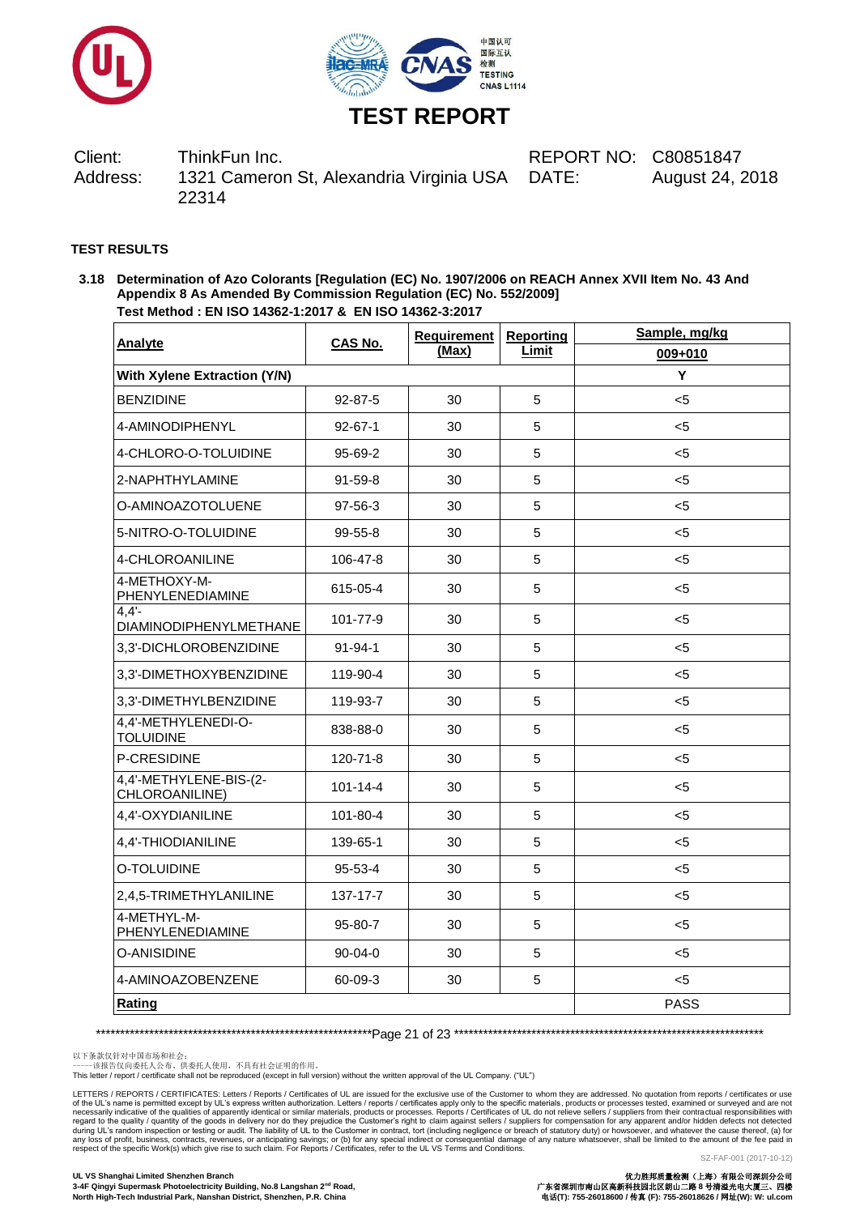# TEST REPORT

Client: ThinkFun Inc.
Address: 1321 Cameron St, Alexandria Virginia USA 22314

REPORT NO: C80851847
DATE: August 24, 2018

**TEST RESULTS**

**3.18 Determination of Azo Colorants [Regulation (EC) No. 1907/2006 on REACH Annex XVII Item No. 43 And Appendix 8 As Amended By Commission Regulation (EC) No. 552/2009]**
**Test Method : EN ISO 14362-1:2017 & EN ISO 14362-3:2017**

| Analyte | CAS No. | Requirement (Max) | Reporting Limit | Sample, mg/kg |
|---|---|---|---|---|
| | | | | 009+010 |
| **With Xylene Extraction (Y/N)** | | | | Y |
| BENZIDINE | 92-87-5 | 30 | 5 | <5 |
| 4-AMINODIPHENYL | 92-67-1 | 30 | 5 | <5 |
| 4-CHLORO-O-TOLUIDINE | 95-69-2 | 30 | 5 | <5 |
| 2-NAPHTHYLAMINE | 91-59-8 | 30 | 5 | <5 |
| O-AMINOAZOTOLUENE | 97-56-3 | 30 | 5 | <5 |
| 5-NITRO-O-TOLUIDINE | 99-55-8 | 30 | 5 | <5 |
| 4-CHLOROANILINE | 106-47-8 | 30 | 5 | <5 |
| 4-METHOXY-M-PHENYLENEDIAMINE | 615-05-4 | 30 | 5 | <5 |
| 4,4'-DIAMINODIPHENYLMETHANE | 101-77-9 | 30 | 5 | <5 |
| 3,3'-DICHLOROBENZIDINE | 91-94-1 | 30 | 5 | <5 |
| 3,3'-DIMETHOXYBENZIDINE | 119-90-4 | 30 | 5 | <5 |
| 3,3'-DIMETHYLBENZIDINE | 119-93-7 | 30 | 5 | <5 |
| 4,4'-METHYLENEDI-O-TOLUIDINE | 838-88-0 | 30 | 5 | <5 |
| P-CRESIDINE | 120-71-8 | 30 | 5 | <5 |
| 4,4'-METHYLENE-BIS-(2-CHLOROANILINE) | 101-14-4 | 30 | 5 | <5 |
| 4,4'-OXYDIANILINE | 101-80-4 | 30 | 5 | <5 |
| 4,4'-THIODIANILINE | 139-65-1 | 30 | 5 | <5 |
| O-TOLUIDINE | 95-53-4 | 30 | 5 | <5 |
| 2,4,5-TRIMETHYLANILINE | 137-17-7 | 30 | 5 | <5 |
| 4-METHYL-M-PHENYLENEDIAMINE | 95-80-7 | 30 | 5 | <5 |
| O-ANISIDINE | 90-04-0 | 30 | 5 | <5 |
| 4-AMINOAZOBENZENE | 60-09-3 | 30 | 5 | <5 |
| **Rating** | | | | PASS |

以下条款仅针对中国市场和社会：
——该报告仅向委托人公布、供委托人使用，不具有社会证明的作用。
This letter / report / certificate shall not be reproduced (except in full version) without the written approval of the UL Company. ("UL")

LETTERS / REPORTS / CERTIFICATES: Letters / Reports / Certificates of UL are issued for the exclusive use of the Customer to whom they are addressed. No quotation from reports / certificates or use of the UL's name is permitted except by UL's express written authorization. Letters / reports / certificates apply only to the specific materials, products or processes tested, examined or surveyed and are not necessarily indicative of the qualities of apparently identical or similar materials, products or processes. Reports / Certificates of UL do not relieve sellers / suppliers from their contractual responsibilities with regard to the quality / quantity of the goods in delivery nor do they prejudice the Customer's right to claim against sellers / suppliers for compensation for any apparent and/or hidden defects not detected during UL's random inspection or testing or audit. The liability of UL to the Customer in contract, tort (including negligence or breach of statutory duty) or howsoever, and whatever the cause thereof, (a) for any loss of profit, business, contracts, revenues, or anticipating savings; or (b) for any special indirect or consequential damage of any nature whatsoever, shall be limited to the amount of the fee paid in respect of the specific Work(s) which give rise to such claim. For Reports / Certificates, refer to the UL VS Terms and Conditions.

SZ-FAF-001 (2017-10-12)

**UL VS Shanghai Limited Shenzhen Branch**
**3-4F Qingyi Supermask Photoelectricity Building, No.8 Langshan 2nd Road, North High-Tech Industrial Park, Nanshan District, Shenzhen, P.R. China**

**优力胜邦质量检测（上海）有限公司深圳分公司**
**广东省深圳市南山区高新科技园北区朗山二路 8 号清溢光电大厦三、四楼**
**电话(T): 755-26018600 / 传真 (F): 755-26018626 / 网址(W): W: ul.com**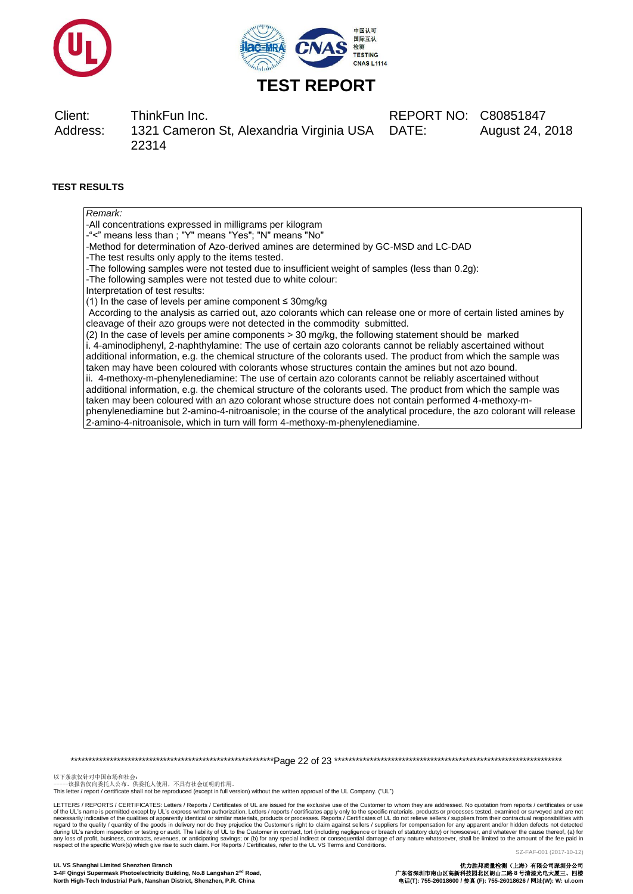# TEST REPORT

| Client: | ThinkFun Inc. | REPORT NO: | C80851847 |
|---|---|---|---|
| Address: | 1321 Cameron St, Alexandria Virginia USA 22314 | DATE: | August 24, 2018 |

**TEST RESULTS**

*Remark:*

-All concentrations expressed in milligrams per kilogram
-"<" means less than ; "Y" means "Yes"; "N" means "No"
-Method for determination of Azo-derived amines are determined by GC-MSD and LC-DAD
-The test results only apply to the items tested.
-The following samples were not tested due to insufficient weight of samples (less than 0.2g):
-The following samples were not tested due to white colour:
Interpretation of test results:
(1) In the case of levels per amine component ≤ 30mg/kg
According to the analysis as carried out, azo colorants which can release one or more of certain listed amines by cleavage of their azo groups were not detected in the commodity submitted.
(2) In the case of levels per amine components > 30 mg/kg, the following statement should be marked
i. 4-aminodiphenyl, 2-naphthylamine: The use of certain azo colorants cannot be reliably ascertained without additional information, e.g. the chemical structure of the colorants used. The product from which the sample was taken may have been coloured with colorants whose structures contain the amines but not azo bound.
ii. 4-methoxy-m-phenylenediamine: The use of certain azo colorants cannot be reliably ascertained without additional information, e.g. the chemical structure of the colorants used. The product from which the sample was taken may have been coloured with an azo colorant whose structure does not contain performed 4-methoxy-m-phenylenediamine but 2-amino-4-nitroanisole; in the course of the analytical procedure, the azo colorant will release 2-amino-4-nitroanisole, which in turn will form 4-methoxy-m-phenylenediamine.

以下条款仅针对中国市场和社会：
——该报告仅向委托人公布、供委托人使用，不具有社会证明的作用。
This letter / report / certificate shall not be reproduced (except in full version) without the written approval of the UL Company. ("UL")

LETTERS / REPORTS / CERTIFICATES: Letters / Reports / Certificates of UL are issued for the exclusive use of the Customer to whom they are addressed. No quotation from reports / certificates or use of the UL's name is permitted except by UL's express written authorization. Letters / reports / certificates apply only to the specific materials, products or processes tested, examined or surveyed and are not necessarily indicative of the qualities of apparently identical or similar materials, products or processes. Reports / Certificates of UL do not relieve sellers / suppliers from their contractual responsibilities with regard to the quality / quantity of the goods in delivery nor do they prejudice the Customer's right to claim against sellers / suppliers for compensation for any apparent and/or hidden defects not detected during UL's random inspection or testing or audit. The liability of UL to the Customer in contract, tort (including negligence or breach of statutory duty) or howsoever, and whatever the cause thereof, (a) for any loss of profit, business, contracts, revenues, or anticipating savings; or (b) for any special indirect or consequential damage of any nature whatsoever, shall be limited to the amount of the fee paid in respect of the specific Work(s) which give rise to such claim. For Reports / Certificates, refer to the UL VS Terms and Conditions.

SZ-FAF-001 (2017-10-12)

**UL VS Shanghai Limited Shenzhen Branch**
**3-4F Qingyi Supermask Photoelectricity Building, No.8 Langshan 2nd Road,**
**North High-Tech Industrial Park, Nanshan District, Shenzhen, P.R. China**

**优力胜邦质量检测（上海）有限公司深圳分公司**
**广东省深圳市南山区高新科技园北区朗山二路 8 号清溢光电大厦三、四楼**
**电话(T): 755-26018600 / 传真 (F): 755-26018626 / 网址(W): W: ul.com**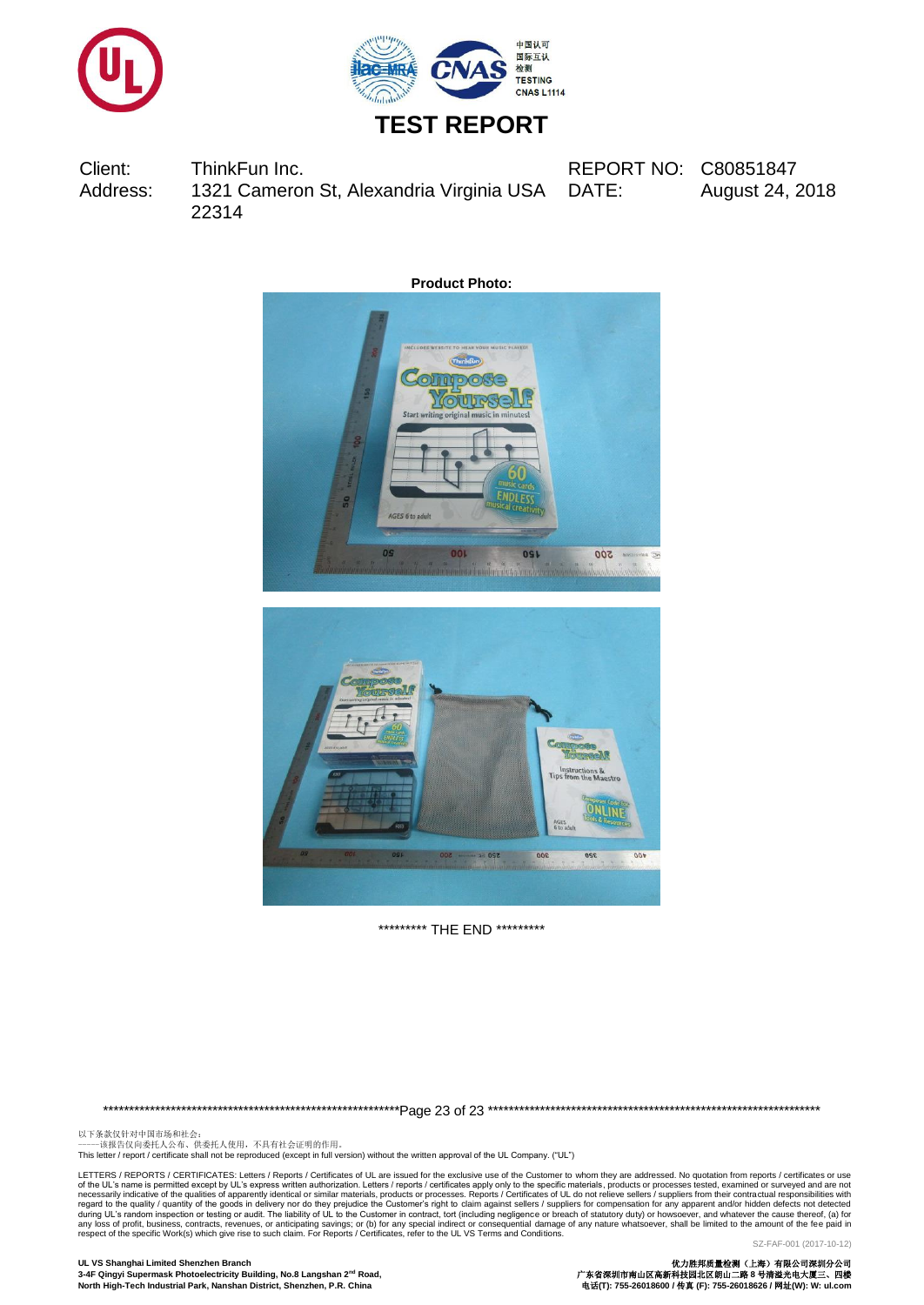# TEST REPORT

| Client: | ThinkFun Inc. | REPORT NO: | C80851847 |
|---|---|---|---|
| Address: | 1321 Cameron St, Alexandria Virginia USA 22314 | DATE: | August 24, 2018 |

**Product Photo:**

********* THE END *********

以下条款仅针对中国市场和社会：
——该报告仅向委托人公布、供委托人使用，不具有社会证明的作用。
This letter / report / certificate shall not be reproduced (except in full version) without the written approval of the UL Company. ("UL")

LETTERS / REPORTS / CERTIFICATES: Letters / Reports / Certificates of UL are issued for the exclusive use of the Customer to whom they are addressed. No quotation from reports / certificates or use of the UL's name is permitted except by UL's express written authorization. Letters / reports / certificates apply only to the specific materials, products or processes tested, examined or surveyed and are not necessarily indicative of the qualities of apparently identical or similar materials, products or processes. Reports / Certificates of UL do not relieve sellers / suppliers from their contractual responsibilities with regard to the quality / quantity of the goods in delivery nor do they prejudice the Customer's right to claim against sellers / suppliers for compensation for any apparent and/or hidden defects not detected during UL's random inspection or testing or audit. The liability of UL to the Customer in contract, tort (including negligence or breach of statutory duty) or howsoever, and whatever the cause thereof, (a) for any loss of profit, business, contracts, revenues, or anticipating savings; or (b) for any special indirect or consequential damage of any nature whatsoever, shall be limited to the amount of the fee paid in respect of the specific Work(s) which give rise to such claim. For Reports / Certificates, refer to the UL VS Terms and Conditions.

SZ-FAF-001 (2017-10-12)

**UL VS Shanghai Limited Shenzhen Branch**
**3-4F Qingyi Supermask Photoelectricity Building, No.8 Langshan 2nd Road, North High-Tech Industrial Park, Nanshan District, Shenzhen, P.R. China**

**优力胜邦质量检测（上海）有限公司深圳分公司**
**广东省深圳市南山区高新科技园北区朗山二路 8 号清溢光电大厦三、四楼**
**电话(T): 755-26018600 / 传真 (F): 755-26018626 / 网址(W): W: ul.com**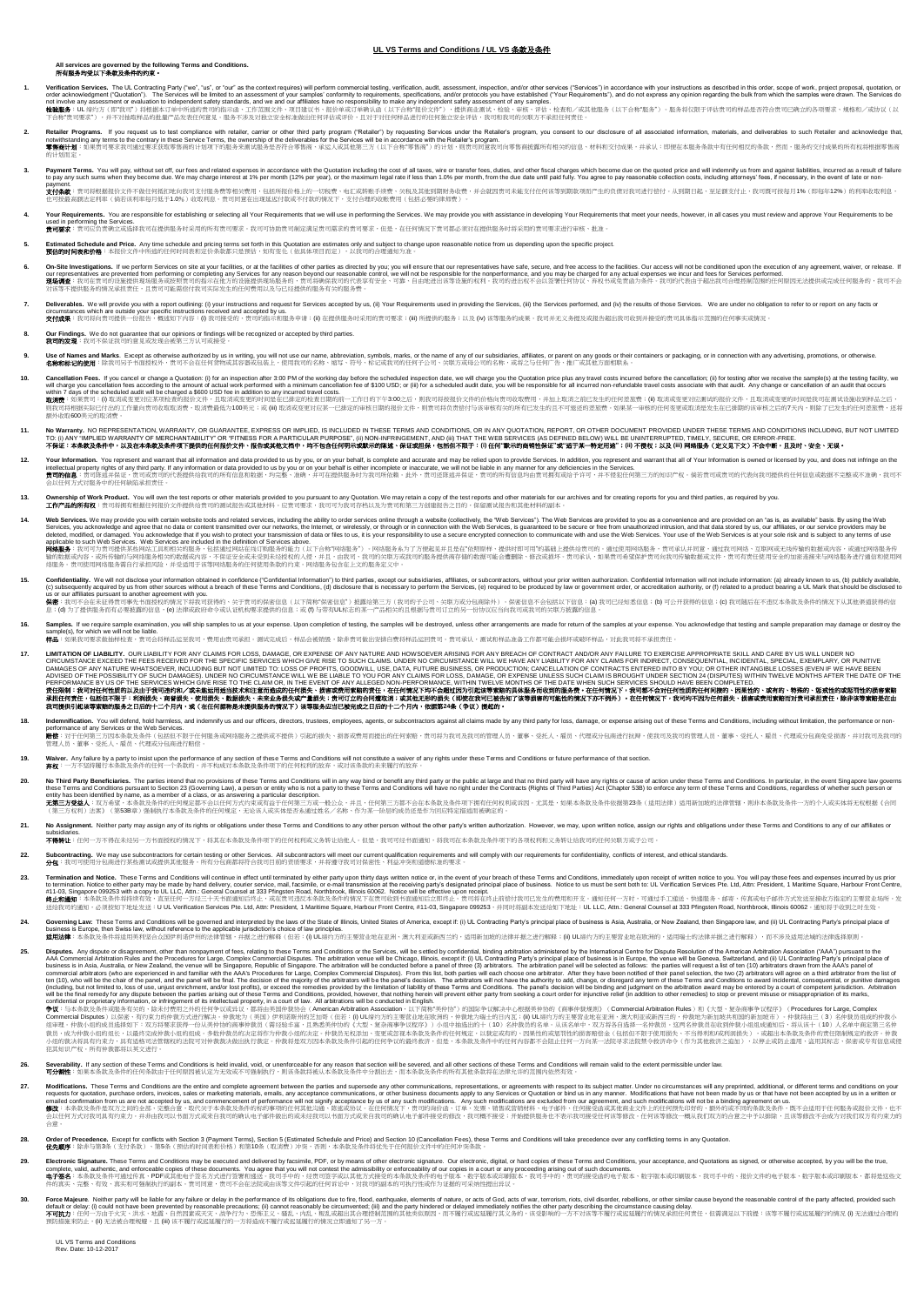# UL VS Terms and Conditions / UL VS 条款及条件

**All services are governed by the following Terms and Conditions.**
**所有服务均受以下条款及条件的约束。**

1. **Verification Services.** The UL Contracting Party ("we", "us", or "our" as the context requires) will perform commercial testing, verification, audit, assessment, inspection, and/or other services ("Services") in accordance with your instructions as described in this order, scope of work, project proposal, quotation, or order acknowledgment ("Quotation"). The Services will be limited to an assessment of your samples' conformity to requirements, specifications, and/or protocols you have established ("Your Requirements"), and do not express any opinion regarding the bulk from which the samples were drawn. The Services do not involve any assessment or evaluation to independent safety standards, and we and our affiliates have no responsibility to make any independent safety assessment of samples.
   **检验服务**：UL 缔约方（即"我们"）将根据本订单中所述的贵司的指示或、工作范围、项目建议书、报价单或订单确认函（以下合称"报价文件"）提供商业测试、检验、审核、评估、检查和/或其他服务（以下合称"服务"）。服务将仅限于评估贵司的样品是否符合贵司已确立的各项要求、规格和/或协议（以下合称"贵司要求"），并不对抽取样品的批量产品发表任何意见。服务不涉及对独立安全标准做出任何评估或评价，且我们及我们的关联方不承担对样品进行任何独立安全评估的责任。

2. **Retailer Programs.** If you request us to test compliance with retailer, carrier or other third party program ("Retailer") by requesting Services under the Retailer's program, you consent to our disclosure of all associated information, materials, and deliverables to such Retailer and acknowledge that, notwithstanding any terms to the contrary in these Service Terms, the ownership of the deliverables for the Services will be in accordance with the Retailer's program.
   **零售商计划**：如果贵司要求我们通过要求获取零售商的计划项下的服务来测试是否符合零售商、承运人或其他第三方（以下合称"零售商"）的计划，贵司同意我们向零售商披露所有相关的信息、材料和交付成果，并承认：即便在本服务条款中有任何相反约定，服务的交付成果的所有权将根据零售商的计划确定。

3. **Payment Terms.** You will pay, without set off, our fees and related expenses in accordance with the Quotation including the cost of all taxes, wire or transfer fees, duties, and other fiscal charges which become due on the quoted price and will indemnify us from and against liabilities, incurred as a result of failure to pay any such sums when they become due. You will pay late charges at the rate of 1% per month (12% per year), or the maximum legal rate if less than 1.0% per month, from the due date until paid fully. You agree to pay reasonable collection costs, including attorneys' fees, if necessary, in the event of late or non-payment.
   **支付条款**：贵司将根据报价文件不做任何抵扣地向我司支付服务费用及相关费用，包括按报价格上的一切税费、电汇或转账手续费、关税及其他到期财务收费，并会就因贵司未能支付任何该等到期款项而产生的负债对我司进行赔偿。从到期日起，至全额支付止，贵司将按每月1%（即每年12%）的利率收取利息，但如果该最高法定利率（倘若该利率每月低于1.0%）收取利息。贵司同意在出现延迟付款或不付款的情况下，支付合理的收取费用（包括必要的律师费）。

4. **Your Requirements.** You are responsible for establishing or selecting all Your Requirements that we will use in performing the Services. We may provide you with assistance in developing Your Requirements that meet your needs, however, in all cases you must review and approve Your Requirements to be used in performing the Services.
   **贵司要求**：贵司应负责确立或选择我们将在提供服务时采用的所有贵司要求。我们可协助贵司制定满足贵司需求的贵司要求，但是，在任何情况下贵司都必须对在提供服务时将采用的贵司要求进行审核、批准。

5. **Estimated Schedule and Price.** Any time schedule and pricing terms set forth in this Quotation are estimates only and subject to change upon reasonable notice from us depending on the specific project.
   **预估的时间表和价格**：本报价文件中所载的任何时间表和定价条款都只是预估，如有变化（依具体项目而定），以我司的合理通知为准。

6. **On-Site Investigations.** If we perform Services on site at your facilities, or at the facilities of other parties as directed by you; you will ensure that our representatives have safe, secure, and free access to the facilities. Our access will not be conditioned upon the execution of any agreement, waiver, or release. If our representatives are prevented from performing or completing any Services for any reason beyond our reasonable control, we will not be responsible for the nonperformance, and you may be charged for any actual expenses we incur and fees for Services performed.
   **现场调查**：我司在贵司的设施或按照贵司的指示在他方的设施提供现场服务的，贵司将确保我司的代表享有安全、可靠、自由地进出该等设施的权利。我们的进出权不会以签署任何协议、弃权书或免责书为条件。我司的代表由于超出我司合理控制的原因被阻止提供或完成任何服务的，我司不会对该等不提供服务的情况负责，且贵司可能需就我司实际发生的费用以及为已提供的服务支付的费用承担责任。

7. **Deliverables.** We will provide you with a report outlining: (i) your instructions and request for Services accepted by us, (ii) Your Requirements used in providing the Services, (iii) the Services performed, and (iv) the results of those Services. We are under no obligation to refer to or report on any facts or circumstances which are outside your specific instructions received and accepted by us.
   **交付成果**：我司将向贵司提供一份报告，概述如下内容：(i) 我司接受的，贵司的指示和服务申请；(ii) 在提供服务时采用的贵司要求；(iii) 所提供的服务；以及 (iv) 该等服务的成果。我司并无义务提及或报告超出我司收到并接受的贵司具体指示范围的任何事实或情况。

8. **Our Findings.** We do not guarantee that our opinions or findings will be recognized or accepted by third parties.
   **我司的发现**：我司不保证我司的意见或发现会被第三方认可或接受。

9. **Use of Names and Marks.** Except as otherwise authorized by us in writing, you will not use our name, abbreviation, symbols, marks, or the name of any of our subsidiaries, affiliates, or parent on any goods or their containers or packaging, or in connection with any advertising, promotions, or otherwise.
   **名称和标记的使用**：除我司另外书面授权外，贵司不会在任何货物或其容器或包装上，或在任何广告、推广或其他方面使用我司的名称、缩写、符号、标记或我司的任何子公司、关联方或母公司的名称。

10. **Cancellation Fees.** If you cancel or change a Quotation: (i) for an inspection after 3:00 PM of the working day before the scheduled inspection date, we will charge you the Quotation price plus any travel costs incurred before the cancellation; (ii) for testing after we receive the sample(s) at the testing facility, we will charge you cancellation fees according to the amount of actual work performed with a minimum cancellation fee of $100 USD; or (iii) for a scheduled audit date, you will be responsible for all incurred non-refundable travel costs associated with that audit. Any change or cancellation of an audit that occurs within 7 days of the scheduled audit will be charged a $600 USD fee in addition to any incurred travel costs.
   **取消费**：如果贵司：(i) 取消或变更在预定检查日期前一个工作日下午3:00之后，则我司将按报价文件向贵司收取费用，并加上取消之前已发生的任何差旅费；(ii) 取消或变更我们在测试设施收到样品后的测试，我司将按实际已完成的工作量向贵司收取取消费，最低为100美元；或 (iii) 取消或变更已预定的审核日期，贵司将负责与该审核相关的所有已发生的不可退还的差旅费。如果在预定审核日期前7天内发生的任何审核变更或取消，除已发生的差旅费外，还将额外收取600美元的费用。

11. **No Warranty.** NO REPRESENTATION, WARRANTY, OR GUARANTEE, EXPRESS OR IMPLIED, IS INCLUDED IN THESE TERMS AND CONDITIONS, OR IN ANY QUOTATION, REPORT, OR OTHER DOCUMENT PROVIDED UNDER THESE TERMS AND CONDITIONS INCLUDING, BUT NOT LIMITED TO (i) ANY IMPLIED WARRANTY OF MERCHANTABILITY OR FITNESS FOR A PARTICULAR PURPOSE; (ii) NON-INFRINGEMENT; AND (iii) THAT THE WEB SERVICES (AS DEFINED BELOW) WILL BE UNINTERRUPTED, TIMELY, SECURE, OR ERROR-FREE.
   **不保证：本条款及条件中，以及在本条款及条件项下提供的任何报价文件、报告或其他文件中，均不包含任何明示或默示的陈述、保证或担保，包括但不限于：(i) 任何"默示的适销性保证"或"适于某一特定用途"；(ii) 不侵权；以及 (iii) 网络服务（定义见下文）不会中断、且及时、安全、无误。**

12. **Your Information.** You represent and warrant that all information and data provided to us by you, or on your behalf, is complete and accurate and may be relied upon to provide Services. In addition, you represent and warrant that all of Your Information is owned or licensed by you, and does not infringe on the intellectual property rights of any third party. If any information or data provided to us by you or on your behalf is either incomplete or inaccurate, we will not be liable in any manner for any deficiencies in the Services.
   **贵司的信息**：贵司陈述并保证，由贵司或贵司的代表提供给我司的所有信息和数据，均完整、准确，并可在提供服务时为我司所依赖。此外，贵司还陈述并保证，贵司的所有信息均由贵司拥有或许可，并不侵犯任何第三方的知识产权。倘若贵司或贵司的代表向我司提供的任何信息或数据不完整或不准确，我司不会以任何方式对服务中的任何缺陷承担责任。

13. **Ownership of Work Product.** You will own the test reports or other materials provided to you pursuant to any Quotation. We may retain a copy of the test reports and other materials for our archives and for creating reports for you and third parties, as required by you.
   **工作产品的所有权**：贵司将拥有根据任何报价文件提供给贵司的测试报告或其他材料。应贵司要求，我司可为我司存档以及为贵司和第三方创建报告之目的，保留测试报告和其他材料的副本。

14. **Web Services.** We may provide you with certain website tools and related services, including the ability to order services online through a website (collectively, the "Web Services"). The Web Services are provided to you as a convenience and are provided on an "as is, as available" basis. By using the Web Services, you acknowledge and agree that no data or content transmitted over our networks, the Internet, or wirelessly, or through or in connection with the Web Services, is guaranteed to be secure or free from unauthorized intrusion, and that data stored by us, our affiliates, or our service providers may be deleted, modified, or damaged. You acknowledge that if you wish to protect your transmission of data or files to us, it is your responsibility to use a secure encrypted connection to communicate with and use the Web Services. Your use of the Web Services is at your sole risk and is subject to any terms of use applicable to such Web Services. Web Services are included in the definition of Services above.
   **网络服务**：我司可为贵司提供某些网站工具和相关的服务，包括通过网站在线订购服务的能力（以下合称"网络服务"）。网络服务为了方便起见并且是在"依照现状"、"依可获得"的基础上提供给贵司的。通过使用网络服务，贵司承认并同意，通过我司网络、互联网或无线传输的或通过网络服务或与网络服务相关的方式传输的任何数据或内容，均不保证安全或免受未经授权的入侵，且由我司、我司的关联方或我司的服务提供商存储的数据可能会被删除、修改或损坏。贵司承认，如果贵司希望保护贵司向我司传输数据或文件，贵司有责任使用安全加密连接来与网络服务进行通信和使用网络服务。贵司使用网络服务需自行承担风险，并受适用于该等网络服务的任何使用条款的约束。网络服务包含在上文的服务定义中。

15. **Confidentiality.** We will not disclose your information obtained in confidence ("Confidential Information") to third parties, except our subsidiaries, affiliates, or subcontractors, without your prior written authorization. Confidential Information will not include information that: (a) already known to us, (b) publicly available, (c) subsequently acquired by us from other sources without a breach of these Terms and Conditions, (d) disclosure that is necessary to perform the Services, (e) required to be produced by law or government order, or accreditation authority, or (f) related to a product bearing a UL Mark that should be disclosed to us or our affiliates pursuant to another agreement with you.
   **保密**：我司不会在未征得贵司事先书面授权的情况下将贵司以保密方式提供的信息（以下简称"保密信息"）披露给第三方（我司的子公司、关联方或分包商除外）。保密信息不会包括以下信息：(a) 我司已经知悉信息；(b) 可公开获得的信息；(c) 我司随后在不违反本条款及条件的情况下从其他来源获得的信息；(d) 为提供服务而有必要披露的信息；(e) 法律或政府命令或认可机构要求披露的信息；或 (f) 与带有UL标志的某一产品相关的且根据与贵司订立的另一份协议应向我司或我司的关联方披露的信息。

16. **Samples.** If we require sample examination, you will ship samples to us at your expense. Upon completion of testing, the samples will be destroyed, unless other arrangements are made for return of the samples at your expense. You acknowledge that testing and sample preparation may damage or destroy the sample(s), for which we will not be liable.
   **样品**：如果我司要求做抽样检查，贵司会将样品运至我司，费用由贵司承担。测试完成后，样品会被销毁，除非贵司做出安排自费将样品运回贵司。贵司承认，测试和样品准备工作都可能会损坏或破坏样品，对此我司将不承担责任。

17. **LIMITATION OF LIABILITY.** OUR LIABILITY FOR ANY CLAIMS FOR LOSS, DAMAGE, OR EXPENSE OF ANY NATURE AND HOWSOEVER ARISING FOR ANY BREACH OF CONTRACT AND/OR ANY FAILURE TO EXERCISE APPROPRIATE SKILL AND CARE BY US WILL UNDER NO CIRCUMSTANCE EXCEED THE FEES RECEIVED FOR THE SPECIFIC SERVICES WHICH GIVE RISE TO SUCH CLAIMS. UNDER NO CIRCUMSTANCE WILL WE HAVE ANY LIABILITY FOR ANY CLAIMS FOR INDIRECT, CONSEQUENTIAL, INCIDENTAL, SPECIAL, EXEMPLARY, OR PUNITIVE DAMAGES OF ANY NATURE WHATSOEVER, INCLUDING BUT NOT LIMITED TO LOSS OF PROFITS, GOODWILL, USE, DATA, FUTURE BUSINESS, OR PRODUCTION; CANCELLATION OF CONTRACTS ENTERED INTO BY YOU; OR OTHER INTANGIBLE LOSSES (EVEN IF WE HAVE BEEN ADVISED OF THE POSSIBILITY OF SUCH DAMAGES). UNDER NO CIRCUMSTANCE WILL WE BE LIABLE TO YOU FOR ANY CLAIMS FOR LOSS, DAMAGE, OR EXPENSE UNLESS SUCH CLAIM IS BROUGHT UNDER SECTION 24 (DISPUTES) WITHIN TWELVE MONTHS AFTER THE DATE OF THE PERFORMANCE BY US OF THE SERVICES WHICH GAVE RISE TO THE CLAIM OR, IN THE EVENT OF ANY ALLEGED NON-PERFORMANCE, WITHIN TWELVE MONTHS OF THE DATE WHEN SUCH SERVICES SHOULD HAVE BEEN COMPLETED.
   **责任限制：我司对任何性质的以及由于我司违约和/或未能运用适当技术和注意而造成的任何损失、损害或费用索赔的责任，在任何情况下均不会超过因为引起该等索赔的具体服务所收取的费用。在任何情况下，我司都不会对任何性质的任何间接的、附带的、特殊的、惩戒性的或惩罚性的损害索赔承担任何责任，包括但不限于：利润损失、商誉损失、使用损失、数据损失、未来业务损失或产量损失；贵司订立的合同遭取消；或其他无形的损失（即使在我司已被告知了该等损害的可能性的情况下亦不例外）。在任何情况下，我司均不因为任何损失、损害或费用索赔而对贵司承担责任，除非该等索赔是在引起该索赔的服务之日后的十二个月内，或（在任何据称未提供服务的情况下）该等服务应当已被完成之日后的十二个月内，根据第24条（争议）提起的。**

18. **Indemnification.** You will defend, hold harmless, and indemnify us and our officers, directors, trustees, employees, agents, or subcontractors against all claims made by any third party for loss, damage, or expense arising out of these Terms and Conditions, including without limitation, the performance or non-performance of any Services or the Web Services.
   **赔偿**：对于任何第三方因本条款及条件（包括但不限于任何服务或网络服务之提供或不提供）引起的损失、损害或费用而提出的任何索赔，贵司将为我司及我司的管理人员、董事、受托人、雇员、代理或分包商免受损害，并对我司及我司的管理人员、董事、受托人、雇员、代理或分包商进行赔偿。

19. **Waiver.** Any failure by a party to insist upon the performance of any section of these Terms and Conditions will not constitute a waiver of any rights under these Terms and Conditions or future performance of that section.
   **弃权**：一方不坚持履行本条款及条件的任何一个条款的，并不构成对本条款及条件项下的任何权利的弃权，或对该条款的未来履行的弃权。

20. **No Third Party Beneficiaries.** The parties intend that no provisions of these Terms and Conditions will in any way bind or benefit any third party or the public at large and that no third party will have any rights or cause of action under these Terms and Conditions. In particular, in the event Singapore law governs these Terms and Conditions pursuant to Section 23 (Governing Law), a person or entity who is not a party to these Terms and Conditions will have no right under the Contracts (Rights of Third Parties) Act (Chapter 53B) to enforce any term of these Terms and Conditions, regardless of whether such person or entity has been identified by name, as a member of a class, or as answering a particular description.
   **无第三方受益人**：双方有意，本条款及条件的任何规定都不会以任何方式约束任何第三方或公众，并且，任何第三方都不会在本条款及条件项下拥有任何权利或诉因。尤其是，如果本条款及条件依据第23条（适用法律）适用新加坡的法律管辖，则非本条款及条件一方的个人或实体将无权根据《合同（第三方权利）法案》（第53B章）强制执行本条款及条件的任何条款，无论该人或实体是否名通过姓名/名称、作为某一阶层的成员或作为符合特定描述而被确定的。

21. **No Assignment.** Neither party may assign any of its rights or obligations under these Terms and Conditions to any other person without the other party's written authorization. However, we may, upon written notice, assign our rights and obligations under these Terms and Conditions to any of our affiliates or subsidiaries.
   **不得转让**：任何一方不得在未经另一方书面授权的情况下，将其在本条款及条件项下的任何权利或义务转让给他人。但是，我司可经书面通知，将我司在本条款及条件项下的各项权利和义务转让给我司的任何关联方或子公司。

22. **Subcontracting.** We may use subcontractors for certain testing or other Services. All subcontractors will meet our current qualification requirements and will comply with our requirements for confidentiality, conflicts of interest, and ethical standards.
   **分包**：我司可使用分包商进行某些测试或提供其他服务。所有分包商都将符合我司目前的资质要求，并将遵守我司对保密性、利益冲突和道德标准的要求。

23. **Termination and Notice.** These Terms and Conditions will continue in effect until terminated by either party upon thirty days written notice or, in the event of your breach of these Terms and Conditions, immediately upon receipt of written notice to you. You will pay those fees and expenses incurred by us prior to termination. Notice to either party may be made by hand delivery, courier service, mail, facsimile, or e-mail transmission at the receiving party's principal place of business. Notice to us must be sent to: UL Verification Services Pte. Ltd. Attn: President, 1 Maritime Square, Harbour Front Centre, #11-03, Singapore 099253 with a copy to UL LLC, Attn.: General Counsel at 333 Pfingsten Road, Northbrook, Illinois 60062. Notice will be effective upon receipt.
   **终止和通知**：本条款及条件将持续有效，直至任何一方提前三十天书面通知终止，或在贵司违反本条款及条件的情况下在贵司收到书面通知后立即终止。贵司将支付终止前我司已发生的费用和开支。通知任何一方时，可通过手工递送、快递服务、邮寄、传真或电子邮件方式发送至接收方的主要营业场所。发送给我司的通知，必须按如下地址发送：UL Verification Services Pte. Ltd. Attn: President, 1 Maritime Square, Harbour Front Centre, #11-03, Singapore 099253，并同时将副本发送给如下地址：UL LLC, Attn.: General Counsel at 333 Pfingsten Road, Northbrook, Illinois 60062。通知将于收到之时生效。

24. **Governing Law.** These Terms and Conditions will be governed and interpreted by the laws of the State of Illinois, United States of America, except if: (i) UL Contracting Party's principal place of business is Asia, Australia, or New Zealand, then Singapore law, and (ii) UL Contracting Party's principal place of business is Europe, then Swiss law, without reference to the applicable jurisdiction's choice of law principles.
   **适用法律**：本条款及条件将适用美利坚合众国伊利诺伊州的法律管辖，并据之进行解释（但若：(i) UL缔约方的主要营业地在亚洲、澳大利亚或新西兰的，适用新加坡的法律并据之进行解释；(ii) UL缔约方的主要营业地在欧洲的，适用瑞士的法律并据之进行解释），而不涉及适用法域的法律选择原则。

25. **Disputes.** Any dispute or disagreement, other than nonpayment of fees, relating to these Terms and Conditions, or the Services, will be settled by confidential, binding arbitration administered by the International Centre for Dispute Resolution of the American Arbitration Association ("AAA") pursuant to the AAA Commercial Arbitration Rules and the Procedures for Large, Complex Commercial Disputes. The arbitration venue will be Chicago, Illinois, except if: (i) UL Contracting Party's principal place of business is in Europe, the venue will be Geneva, Switzerland, and (ii) UL Contracting Party's principal place of business is in Asia, Australia, or New Zealand, the venue will be Singapore, Republic of Singapore. The arbitration will be conducted before a panel of three (3) arbitrators. The arbitration panel will be selected as follows: the parties will request a list of ten (10) arbitrators drawn from the AAA's panel of commercial arbitrators (who are experienced in and familiar with the AAA's Procedures for Large, Complex Commercial Disputes). From this list, both parties will each select one arbitrator. After they have been notified of their panel selection, the two (2) arbitrators will agree on a third arbitrator from the list of ten (10), who will be the chair of the panel, and the panel will be final. The decision of the majority of the arbitrators will be the panel's decision. The arbitrators will not have the authority to add, change, or disregard any term of these Terms and Conditions or award any indirect, consequential, or punitive damages (including, but not limited to, loss of use, unjust enrichment, and/or lost profits), or exceed the remedies provided by the limitation of liability of these Terms and Conditions. The panel's decision will be binding and judgment on the arbitration award may be entered by a court of competent jurisdiction. Arbitration will be the final remedy for any dispute between the parties arising out of these Terms and Conditions, provided, however, that nothing herein will prevent either party from seeking a court order for injunctive relief (in addition to other remedies) to stop or prevent misuse or misappropriation of its marks, confidential or proprietary information, or infringement of its intellectual property, in a court of law. All arbitrations will be in English.
   **争议**：与本条款及条件或服务有关的，除未付费用之外的任何争议或分歧，都将由美国仲裁协会（American Arbitration Association，以下简称"美仲协"）的国际争议解决中心根据美仲协的《商事仲裁规则》（Commercial Arbitration Rules）和《大型、复杂商事争议程序》（Procedures for Large, Complex Commercial Disputes）以保密、有约束力的仲裁方式进行解决。仲裁地点为美国伊利诺伊州芝加哥市（但若：(i) UL缔约方的主要营业地在欧洲的，仲裁地为瑞士的日内瓦；(ii) UL缔约方的主要营业地在亚洲、澳大利亚或新西兰的，仲裁地为新加坡共和国的新加坡市）。仲裁将由由三（3）名仲裁员组成的仲裁小组审理。仲裁小组的成员选择如下：双方将要求获得一份从美仲协的商事仲裁员（富有经验并熟悉美仲协的《大型、复杂商事争议程序》）小组中抽选出的十（10）名仲裁员的名单。从该名单中，双方将各自选择一名仲裁员。在他们收到其选定仲裁小组成员的通知后，该两名仲裁员将在该十（10）人名单中商定第三名仲裁员，作为仲裁小组的组长，以最终组成仲裁小组。多数仲裁员的决定将作为仲裁小组的决定。仲裁员无权增加、变更或忽略本条款及条件的任何条款，或裁定任何间接的、后果性的或惩罚性的损害赔偿（包括但不限于使用损失、不当得利和/或利润损失），或超出本条款及条件的责任限制规定的救济。仲裁小组的裁决具有约束力，具有适格司法管辖权的法院可对仲裁裁决做出执行判决。仲裁将是双方之间由本条款及条件引起的任何争议的最终救济，但是，本条款及条件中的任何内容都不会阻止任何一方向某一法院寻求法院命令（作为其他救济之外的禁令救济），以停止或防止滥用、盗用其标志、保密或专有信息或侵犯其知识产权。所有仲裁都将以英文进行。

26. **Severability.** If any section of these Terms and Conditions is held invalid, void, or unenforceable for any reason that section will be severed, and all other sections of these Terms and Conditions will remain valid to the extent permissible under law.
   **可分割性**：如果本条款及条件的任何条款由于任何原因被认定为无效或不可强制执行，则该条款将被从本条款及条件中分割出去，而本条款及条件的所有其他条款将在法律允许的范围内依然有效。

27. **Modifications.** These Terms and Conditions are the entire and complete agreement between the parties and supersede any other communications, representations, or agreements with respect to its subject matter. Under no circumstances will any preprinted, additional, or different terms and conditions on your requests for quotation, purchase orders, invoices, sales or marketing materials, emails, any acceptance communications, or other business documents apply to any Services or Quotation or bind us in any manner. Modifications that have not been made by us or that have not been accepted by us in a written or emailed confirmation from us are not accepted by us, and commencement of performance will not signify acceptance by us of any such modifications. Any such modifications are excluded from our agreement, and such modifications will not be a binding agreement on us.
   **修改**：本条款及条件是双方之间的全部、完整合意，取代关于本条款及条件的标的事项的任何其他沟通、陈述或协议。在任何情况下，贵司的询价单、订单、发票、销售或营销材料、电子邮件、任何接受通讯或其他商业文件上的任何预先印刷的、额外的或不同的条款及条件，都不会适用于任何服务或报价文件，也不会以任何方式对我司具有约束力。并非由我司做出或未经我司以书面或电子邮件确认的形式接受的修改，我司概不接受，并且，开始提供服务也不意味着我司接受任何该等修改。任何该等修改一概从我们双方的合意之中予以排除，且该等修改不会成为对我司具有约束力的合意。

28. **Order of Precedence.** Except for conflicts with Section 3 (Payment Terms), Section 5 (Estimated Schedule and Price) and Section 10 (Cancellation Fees), these Terms and Conditions will take precedence over any conflicting terms in any Quotation.
   **优先顺序**：除与第3条（支付条款）、第5条（预估的时间表和价格）和第10条（取消费）冲突外，本条款及条件将优先于任何报价文件中的任何冲突条款。

29. **Electronic Signature.** These Terms and Conditions may be executed and delivered by facsimile, PDF, or by means of other electronic signature. Our electronic, digital, or hard copies of these Terms and Conditions, your acceptance, and Quotations as signed, or otherwise accepted, by you will be the true, complete, valid, and enforceable copies of these documents. You agree that you will not contest the admissibility or enforceability of our copies in a court or any proceeding arising out of such documents.
   **电子签名**：本条款及条件可通过传真、PDF或其他电子签名方式签署和交付。我司的本条款及条件、贵司的接受以及由贵司签署或以其他方式接受的报价文件的电子版本、数字版本或书面版本，都将是这些文件的真实、完整、有效、可强制执行的副本。贵司同意，贵司不会在法院或由该等文件引起的任何诉讼中，对我司的副本的可采纳性或可执行性提出异议。

30. **Force Majeure.** Neither party will be liable for any failure or delay in the performance of its obligations due to fire, flood, earthquake, elements of nature, or acts of God, acts of war, terrorism, riots, civil disorder, rebellions, or other similar cause beyond the reasonable control of the party affected, provided such default or delay: (i) could not have been prevented by reasonable precautions; (ii) cannot reasonably be circumvented; (iii) and the party hindered or delayed immediately notifies the other party describing the circumstances causing delay.
   **不可抗力**：任何一方由于火灾、洪水、地震、自然因素或天灾、战争行为、恐怖主义、骚乱、内乱、叛乱或超出其合理控制范围的其他类似原因，而不履行或延迟履行其义务的，该方将不承担任何责任，但前提是以下前提：该等不履行或延迟履行的情况 (i) 无法通过合理的预防措施予以防止，(ii) 无法被合理规避，且 (iii) 遭受不履行或延迟履行的一方立即通知另一方并描述造成延迟的情况。

UL VS Terms and Conditions
Rev. Date: 10-12-2017